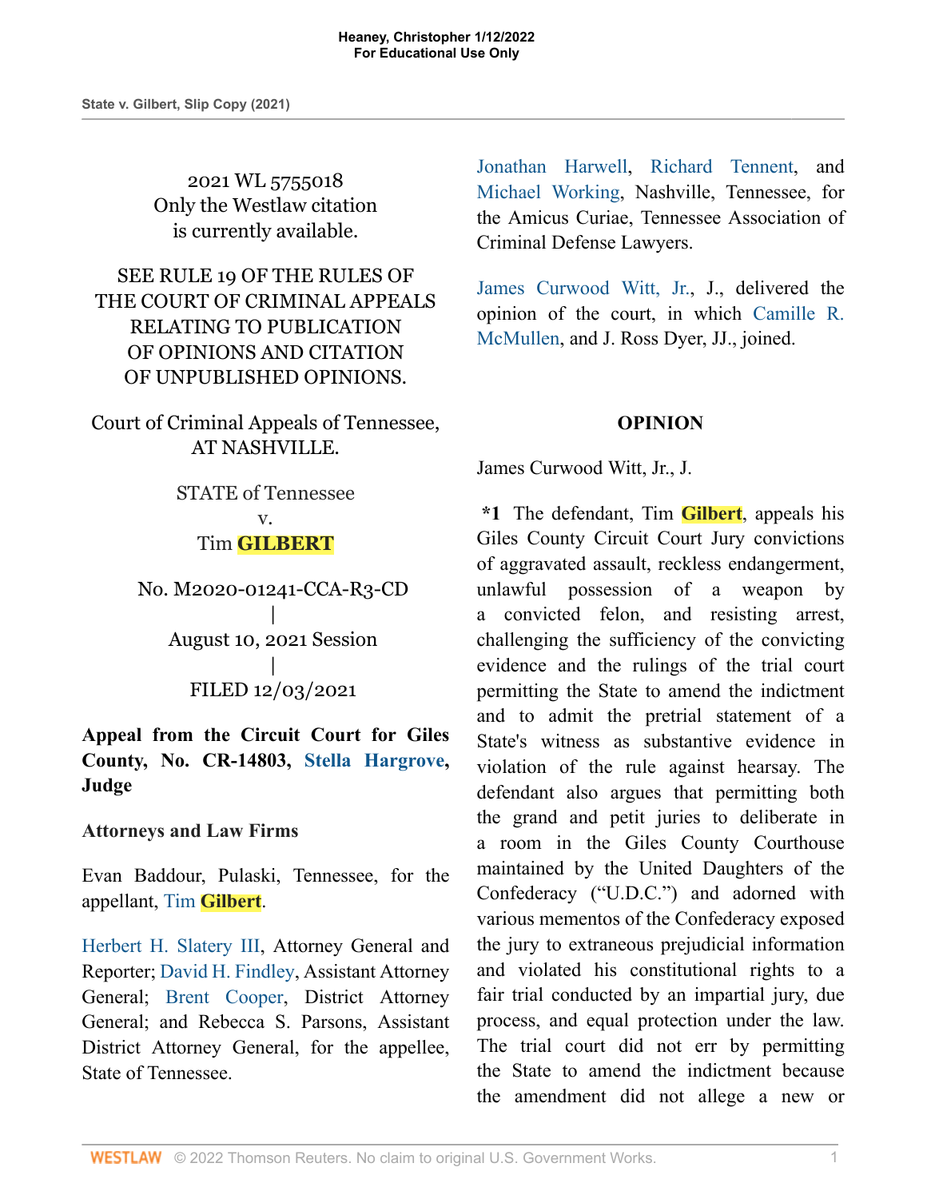2021 WL 5755018
Only the Westlaw citation
is currently available.

SEE RULE 19 OF THE RULES OF THE COURT OF CRIMINAL APPEALS RELATING TO PUBLICATION OF OPINIONS AND CITATION OF UNPUBLISHED OPINIONS.

Court of Criminal Appeals of Tennessee,
AT NASHVILLE.

STATE of Tennessee
v.
Tim GILBERT

No. M2020-01241-CCA-R3-CD
|
August 10, 2021 Session
|
FILED 12/03/2021

**Appeal from the Circuit Court for Giles County, No. CR-14803, Stella Hargrove, Judge**

**Attorneys and Law Firms**

Evan Baddour, Pulaski, Tennessee, for the appellant, Tim Gilbert.

Herbert H. Slatery III, Attorney General and Reporter; David H. Findley, Assistant Attorney General; Brent Cooper, District Attorney General; and Rebecca S. Parsons, Assistant District Attorney General, for the appellee, State of Tennessee.

Jonathan Harwell, Richard Tennent, and Michael Working, Nashville, Tennessee, for the Amicus Curiae, Tennessee Association of Criminal Defense Lawyers.

James Curwood Witt, Jr., J., delivered the opinion of the court, in which Camille R. McMullen, and J. Ross Dyer, JJ., joined.

**OPINION**

James Curwood Witt, Jr., J.

**\*1** The defendant, Tim Gilbert, appeals his Giles County Circuit Court Jury convictions of aggravated assault, reckless endangerment, unlawful possession of a weapon by a convicted felon, and resisting arrest, challenging the sufficiency of the convicting evidence and the rulings of the trial court permitting the State to amend the indictment and to admit the pretrial statement of a State's witness as substantive evidence in violation of the rule against hearsay. The defendant also argues that permitting both the grand and petit juries to deliberate in a room in the Giles County Courthouse maintained by the United Daughters of the Confederacy ("U.D.C.") and adorned with various mementos of the Confederacy exposed the jury to extraneous prejudicial information and violated his constitutional rights to a fair trial conducted by an impartial jury, due process, and equal protection under the law. The trial court did not err by permitting the State to amend the indictment because the amendment did not allege a new or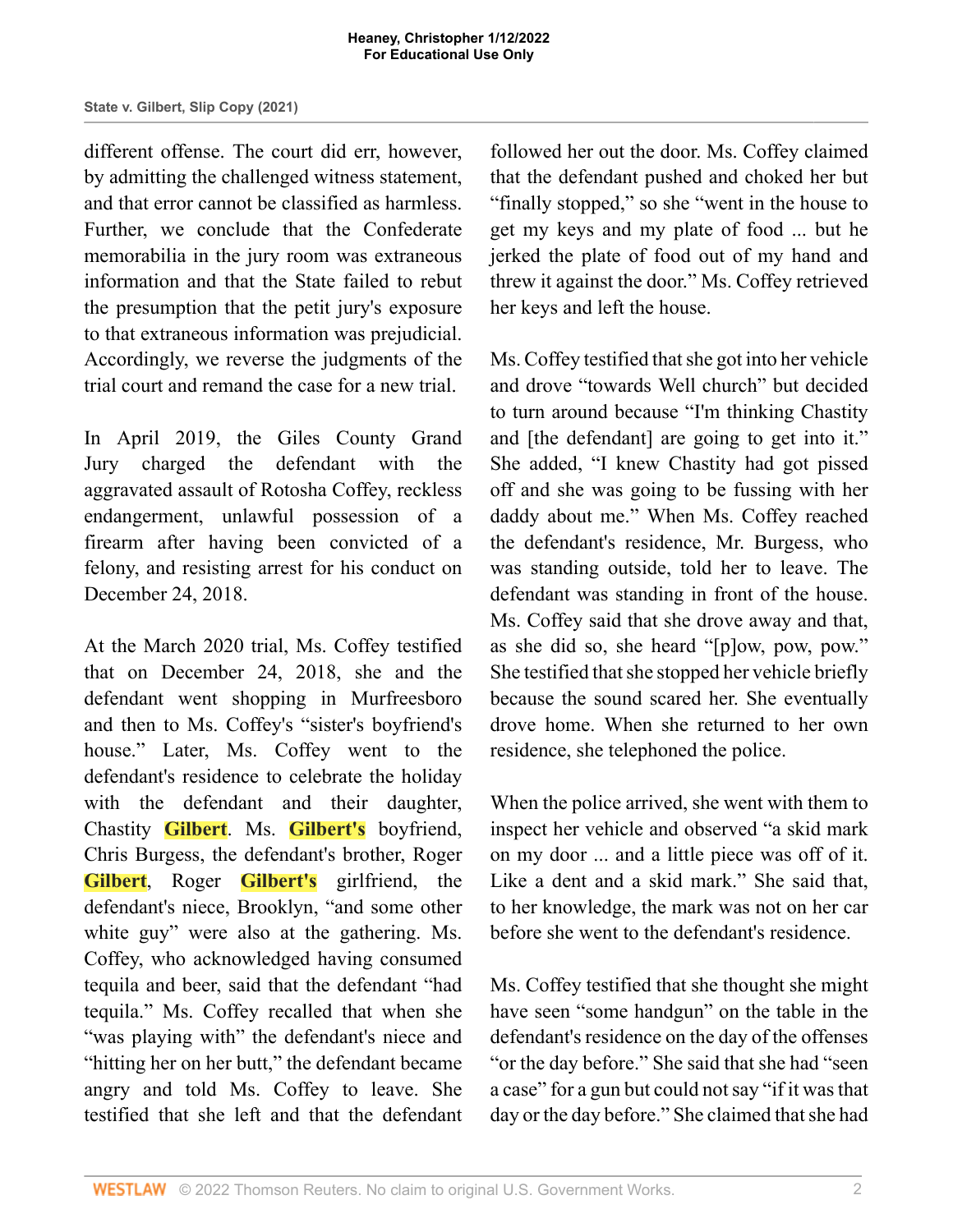different offense. The court did err, however, by admitting the challenged witness statement, and that error cannot be classified as harmless. Further, we conclude that the Confederate memorabilia in the jury room was extraneous information and that the State failed to rebut the presumption that the petit jury's exposure to that extraneous information was prejudicial. Accordingly, we reverse the judgments of the trial court and remand the case for a new trial.

In April 2019, the Giles County Grand Jury charged the defendant with the aggravated assault of Rotosha Coffey, reckless endangerment, unlawful possession of a firearm after having been convicted of a felony, and resisting arrest for his conduct on December 24, 2018.

At the March 2020 trial, Ms. Coffey testified that on December 24, 2018, she and the defendant went shopping in Murfreesboro and then to Ms. Coffey's "sister's boyfriend's house." Later, Ms. Coffey went to the defendant's residence to celebrate the holiday with the defendant and their daughter, Chastity Gilbert. Ms. Gilbert's boyfriend, Chris Burgess, the defendant's brother, Roger Gilbert, Roger Gilbert's girlfriend, the defendant's niece, Brooklyn, "and some other white guy" were also at the gathering. Ms. Coffey, who acknowledged having consumed tequila and beer, said that the defendant "had tequila." Ms. Coffey recalled that when she "was playing with" the defendant's niece and "hitting her on her butt," the defendant became angry and told Ms. Coffey to leave. She testified that she left and that the defendant followed her out the door. Ms. Coffey claimed that the defendant pushed and choked her but "finally stopped," so she "went in the house to get my keys and my plate of food ... but he jerked the plate of food out of my hand and threw it against the door." Ms. Coffey retrieved her keys and left the house.

Ms. Coffey testified that she got into her vehicle and drove "towards Well church" but decided to turn around because "I'm thinking Chastity and [the defendant] are going to get into it." She added, "I knew Chastity had got pissed off and she was going to be fussing with her daddy about me." When Ms. Coffey reached the defendant's residence, Mr. Burgess, who was standing outside, told her to leave. The defendant was standing in front of the house. Ms. Coffey said that she drove away and that, as she did so, she heard "[p]ow, pow, pow." She testified that she stopped her vehicle briefly because the sound scared her. She eventually drove home. When she returned to her own residence, she telephoned the police.

When the police arrived, she went with them to inspect her vehicle and observed "a skid mark on my door ... and a little piece was off of it. Like a dent and a skid mark." She said that, to her knowledge, the mark was not on her car before she went to the defendant's residence.

Ms. Coffey testified that she thought she might have seen "some handgun" on the table in the defendant's residence on the day of the offenses "or the day before." She said that she had "seen a case" for a gun but could not say "if it was that day or the day before." She claimed that she had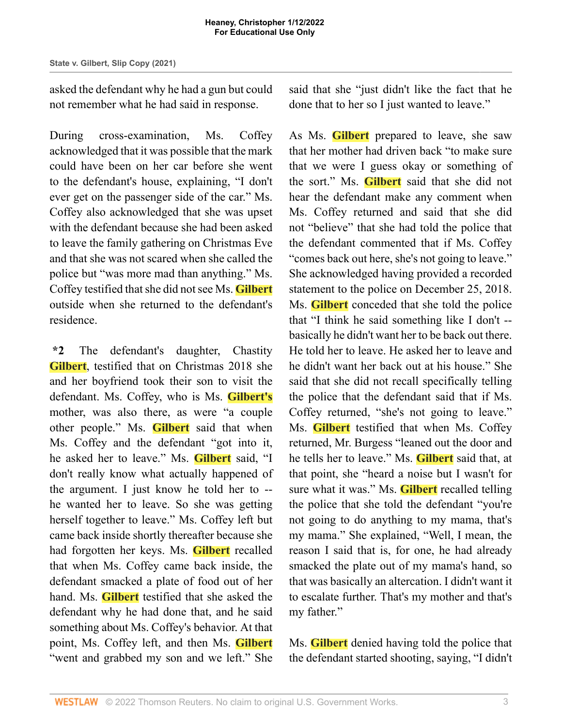asked the defendant why he had a gun but could not remember what he had said in response.

During cross-examination, Ms. Coffey acknowledged that it was possible that the mark could have been on her car before she went to the defendant's house, explaining, "I don't ever get on the passenger side of the car." Ms. Coffey also acknowledged that she was upset with the defendant because she had been asked to leave the family gathering on Christmas Eve and that she was not scared when she called the police but "was more mad than anything." Ms. Coffey testified that she did not see Ms. Gilbert outside when she returned to the defendant's residence.

**\*2** The defendant's daughter, Chastity Gilbert, testified that on Christmas 2018 she and her boyfriend took their son to visit the defendant. Ms. Coffey, who is Ms. Gilbert's mother, was also there, as were "a couple other people." Ms. Gilbert said that when Ms. Coffey and the defendant "got into it, he asked her to leave." Ms. Gilbert said, "I don't really know what actually happened of the argument. I just know he told her to -- he wanted her to leave. So she was getting herself together to leave." Ms. Coffey left but came back inside shortly thereafter because she had forgotten her keys. Ms. Gilbert recalled that when Ms. Coffey came back inside, the defendant smacked a plate of food out of her hand. Ms. Gilbert testified that she asked the defendant why he had done that, and he said something about Ms. Coffey's behavior. At that point, Ms. Coffey left, and then Ms. Gilbert "went and grabbed my son and we left." She said that she "just didn't like the fact that he done that to her so I just wanted to leave."

As Ms. Gilbert prepared to leave, she saw that her mother had driven back "to make sure that we were I guess okay or something of the sort." Ms. Gilbert said that she did not hear the defendant make any comment when Ms. Coffey returned and said that she did not "believe" that she had told the police that the defendant commented that if Ms. Coffey "comes back out here, she's not going to leave." She acknowledged having provided a recorded statement to the police on December 25, 2018. Ms. Gilbert conceded that she told the police that "I think he said something like I don't -- basically he didn't want her to be back out there. He told her to leave. He asked her to leave and he didn't want her back out at his house." She said that she did not recall specifically telling the police that the defendant said that if Ms. Coffey returned, "she's not going to leave." Ms. Gilbert testified that when Ms. Coffey returned, Mr. Burgess "leaned out the door and he tells her to leave." Ms. Gilbert said that, at that point, she "heard a noise but I wasn't for sure what it was." Ms. Gilbert recalled telling the police that she told the defendant "you're not going to do anything to my mama, that's my mama." She explained, "Well, I mean, the reason I said that is, for one, he had already smacked the plate out of my mama's hand, so that was basically an altercation. I didn't want it to escalate further. That's my mother and that's my father."

Ms. Gilbert denied having told the police that the defendant started shooting, saying, "I didn't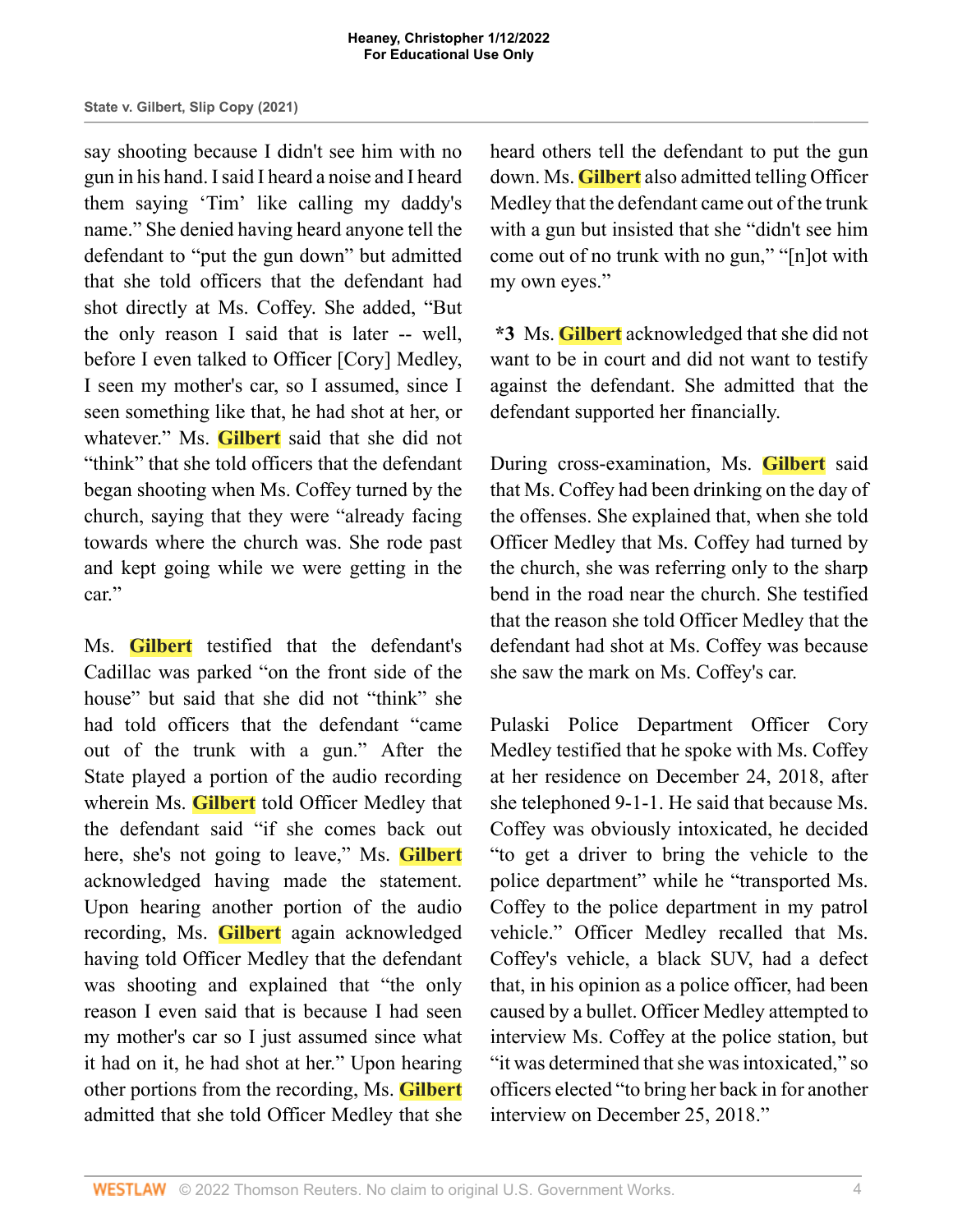say shooting because I didn't see him with no gun in his hand. I said I heard a noise and I heard them saying 'Tim' like calling my daddy's name." She denied having heard anyone tell the defendant to "put the gun down" but admitted that she told officers that the defendant had shot directly at Ms. Coffey. She added, "But the only reason I said that is later -- well, before I even talked to Officer [Cory] Medley, I seen my mother's car, so I assumed, since I seen something like that, he had shot at her, or whatever." Ms. Gilbert said that she did not "think" that she told officers that the defendant began shooting when Ms. Coffey turned by the church, saying that they were "already facing towards where the church was. She rode past and kept going while we were getting in the car."

Ms. Gilbert testified that the defendant's Cadillac was parked "on the front side of the house" but said that she did not "think" she had told officers that the defendant "came out of the trunk with a gun." After the State played a portion of the audio recording wherein Ms. Gilbert told Officer Medley that the defendant said "if she comes back out here, she's not going to leave," Ms. Gilbert acknowledged having made the statement. Upon hearing another portion of the audio recording, Ms. Gilbert again acknowledged having told Officer Medley that the defendant was shooting and explained that "the only reason I even said that is because I had seen my mother's car so I just assumed since what it had on it, he had shot at her." Upon hearing other portions from the recording, Ms. Gilbert admitted that she told Officer Medley that she heard others tell the defendant to put the gun down. Ms. Gilbert also admitted telling Officer Medley that the defendant came out of the trunk with a gun but insisted that she "didn't see him come out of no trunk with no gun," "[n]ot with my own eyes."

**\*3** Ms. Gilbert acknowledged that she did not want to be in court and did not want to testify against the defendant. She admitted that the defendant supported her financially.

During cross-examination, Ms. Gilbert said that Ms. Coffey had been drinking on the day of the offenses. She explained that, when she told Officer Medley that Ms. Coffey had turned by the church, she was referring only to the sharp bend in the road near the church. She testified that the reason she told Officer Medley that the defendant had shot at Ms. Coffey was because she saw the mark on Ms. Coffey's car.

Pulaski Police Department Officer Cory Medley testified that he spoke with Ms. Coffey at her residence on December 24, 2018, after she telephoned 9-1-1. He said that because Ms. Coffey was obviously intoxicated, he decided "to get a driver to bring the vehicle to the police department" while he "transported Ms. Coffey to the police department in my patrol vehicle." Officer Medley recalled that Ms. Coffey's vehicle, a black SUV, had a defect that, in his opinion as a police officer, had been caused by a bullet. Officer Medley attempted to interview Ms. Coffey at the police station, but "it was determined that she was intoxicated," so officers elected "to bring her back in for another interview on December 25, 2018."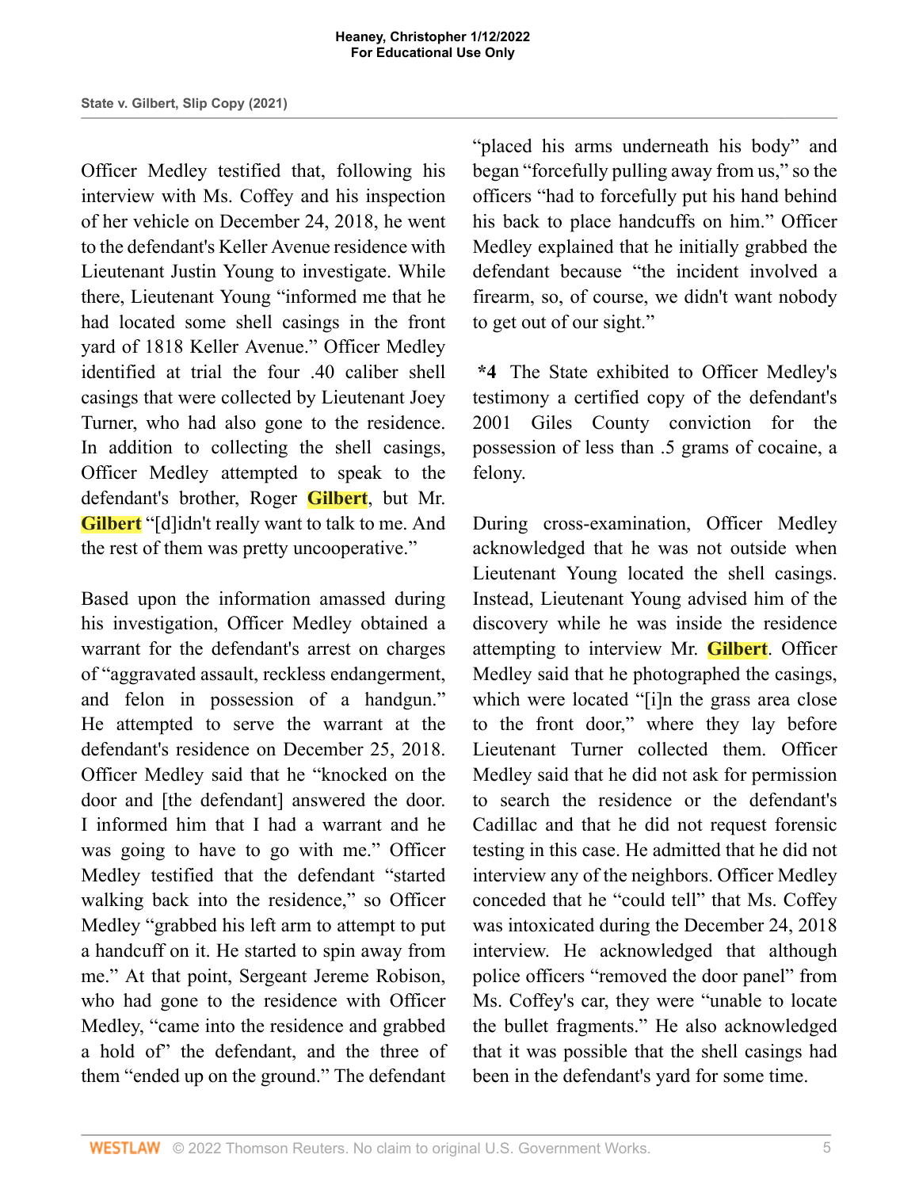Officer Medley testified that, following his interview with Ms. Coffey and his inspection of her vehicle on December 24, 2018, he went to the defendant's Keller Avenue residence with Lieutenant Justin Young to investigate. While there, Lieutenant Young "informed me that he had located some shell casings in the front yard of 1818 Keller Avenue." Officer Medley identified at trial the four .40 caliber shell casings that were collected by Lieutenant Joey Turner, who had also gone to the residence. In addition to collecting the shell casings, Officer Medley attempted to speak to the defendant's brother, Roger Gilbert, but Mr. Gilbert "[d]idn't really want to talk to me. And the rest of them was pretty uncooperative."

Based upon the information amassed during his investigation, Officer Medley obtained a warrant for the defendant's arrest on charges of "aggravated assault, reckless endangerment, and felon in possession of a handgun." He attempted to serve the warrant at the defendant's residence on December 25, 2018. Officer Medley said that he "knocked on the door and [the defendant] answered the door. I informed him that I had a warrant and he was going to have to go with me." Officer Medley testified that the defendant "started walking back into the residence," so Officer Medley "grabbed his left arm to attempt to put a handcuff on it. He started to spin away from me." At that point, Sergeant Jereme Robison, who had gone to the residence with Officer Medley, "came into the residence and grabbed a hold of" the defendant, and the three of them "ended up on the ground." The defendant "placed his arms underneath his body" and began "forcefully pulling away from us," so the officers "had to forcefully put his hand behind his back to place handcuffs on him." Officer Medley explained that he initially grabbed the defendant because "the incident involved a firearm, so, of course, we didn't want nobody to get out of our sight."

**\*4** The State exhibited to Officer Medley's testimony a certified copy of the defendant's 2001 Giles County conviction for the possession of less than .5 grams of cocaine, a felony.

During cross-examination, Officer Medley acknowledged that he was not outside when Lieutenant Young located the shell casings. Instead, Lieutenant Young advised him of the discovery while he was inside the residence attempting to interview Mr. Gilbert. Officer Medley said that he photographed the casings, which were located "[i]n the grass area close to the front door," where they lay before Lieutenant Turner collected them. Officer Medley said that he did not ask for permission to search the residence or the defendant's Cadillac and that he did not request forensic testing in this case. He admitted that he did not interview any of the neighbors. Officer Medley conceded that he "could tell" that Ms. Coffey was intoxicated during the December 24, 2018 interview. He acknowledged that although police officers "removed the door panel" from Ms. Coffey's car, they were "unable to locate the bullet fragments." He also acknowledged that it was possible that the shell casings had been in the defendant's yard for some time.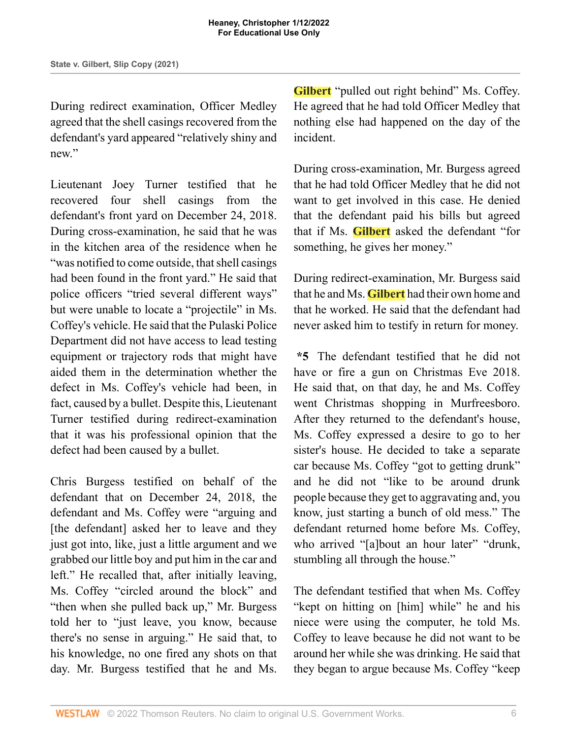During redirect examination, Officer Medley agreed that the shell casings recovered from the defendant's yard appeared "relatively shiny and new."

Lieutenant Joey Turner testified that he recovered four shell casings from the defendant's front yard on December 24, 2018. During cross-examination, he said that he was in the kitchen area of the residence when he "was notified to come outside, that shell casings had been found in the front yard." He said that police officers "tried several different ways" but were unable to locate a "projectile" in Ms. Coffey's vehicle. He said that the Pulaski Police Department did not have access to lead testing equipment or trajectory rods that might have aided them in the determination whether the defect in Ms. Coffey's vehicle had been, in fact, caused by a bullet. Despite this, Lieutenant Turner testified during redirect-examination that it was his professional opinion that the defect had been caused by a bullet.

Chris Burgess testified on behalf of the defendant that on December 24, 2018, the defendant and Ms. Coffey were "arguing and [the defendant] asked her to leave and they just got into, like, just a little argument and we grabbed our little boy and put him in the car and left." He recalled that, after initially leaving, Ms. Coffey "circled around the block" and "then when she pulled back up," Mr. Burgess told her to "just leave, you know, because there's no sense in arguing." He said that, to his knowledge, no one fired any shots on that day. Mr. Burgess testified that he and Ms. Gilbert "pulled out right behind" Ms. Coffey. He agreed that he had told Officer Medley that nothing else had happened on the day of the incident.

During cross-examination, Mr. Burgess agreed that he had told Officer Medley that he did not want to get involved in this case. He denied that the defendant paid his bills but agreed that if Ms. Gilbert asked the defendant "for something, he gives her money."

During redirect-examination, Mr. Burgess said that he and Ms. Gilbert had their own home and that he worked. He said that the defendant had never asked him to testify in return for money.

**\*5** The defendant testified that he did not have or fire a gun on Christmas Eve 2018. He said that, on that day, he and Ms. Coffey went Christmas shopping in Murfreesboro. After they returned to the defendant's house, Ms. Coffey expressed a desire to go to her sister's house. He decided to take a separate car because Ms. Coffey "got to getting drunk" and he did not "like to be around drunk people because they get to aggravating and, you know, just starting a bunch of old mess." The defendant returned home before Ms. Coffey, who arrived "[a]bout an hour later" "drunk, stumbling all through the house."

The defendant testified that when Ms. Coffey "kept on hitting on [him] while" he and his niece were using the computer, he told Ms. Coffey to leave because he did not want to be around her while she was drinking. He said that they began to argue because Ms. Coffey "keep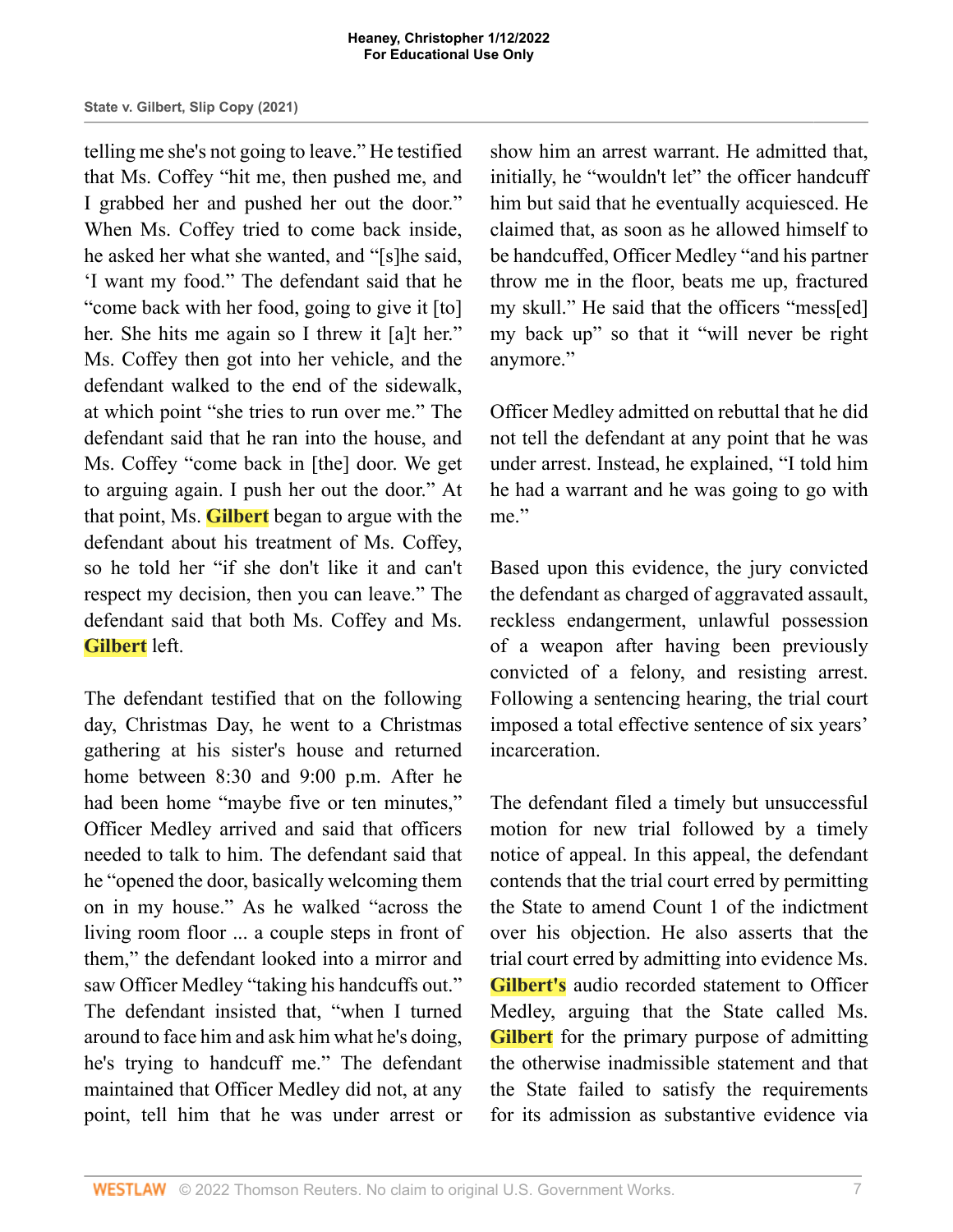telling me she's not going to leave." He testified that Ms. Coffey "hit me, then pushed me, and I grabbed her and pushed her out the door." When Ms. Coffey tried to come back inside, he asked her what she wanted, and "[s]he said, 'I want my food." The defendant said that he "come back with her food, going to give it [to] her. She hits me again so I threw it [a]t her." Ms. Coffey then got into her vehicle, and the defendant walked to the end of the sidewalk, at which point "she tries to run over me." The defendant said that he ran into the house, and Ms. Coffey "come back in [the] door. We get to arguing again. I push her out the door." At that point, Ms. Gilbert began to argue with the defendant about his treatment of Ms. Coffey, so he told her "if she don't like it and can't respect my decision, then you can leave." The defendant said that both Ms. Coffey and Ms. Gilbert left.

The defendant testified that on the following day, Christmas Day, he went to a Christmas gathering at his sister's house and returned home between 8:30 and 9:00 p.m. After he had been home "maybe five or ten minutes," Officer Medley arrived and said that officers needed to talk to him. The defendant said that he "opened the door, basically welcoming them on in my house." As he walked "across the living room floor ... a couple steps in front of them," the defendant looked into a mirror and saw Officer Medley "taking his handcuffs out." The defendant insisted that, "when I turned around to face him and ask him what he's doing, he's trying to handcuff me." The defendant maintained that Officer Medley did not, at any point, tell him that he was under arrest or show him an arrest warrant. He admitted that, initially, he "wouldn't let" the officer handcuff him but said that he eventually acquiesced. He claimed that, as soon as he allowed himself to be handcuffed, Officer Medley "and his partner throw me in the floor, beats me up, fractured my skull." He said that the officers "mess[ed] my back up" so that it "will never be right anymore."

Officer Medley admitted on rebuttal that he did not tell the defendant at any point that he was under arrest. Instead, he explained, "I told him he had a warrant and he was going to go with me."

Based upon this evidence, the jury convicted the defendant as charged of aggravated assault, reckless endangerment, unlawful possession of a weapon after having been previously convicted of a felony, and resisting arrest. Following a sentencing hearing, the trial court imposed a total effective sentence of six years' incarceration.

The defendant filed a timely but unsuccessful motion for new trial followed by a timely notice of appeal. In this appeal, the defendant contends that the trial court erred by permitting the State to amend Count 1 of the indictment over his objection. He also asserts that the trial court erred by admitting into evidence Ms. Gilbert's audio recorded statement to Officer Medley, arguing that the State called Ms. Gilbert for the primary purpose of admitting the otherwise inadmissible statement and that the State failed to satisfy the requirements for its admission as substantive evidence via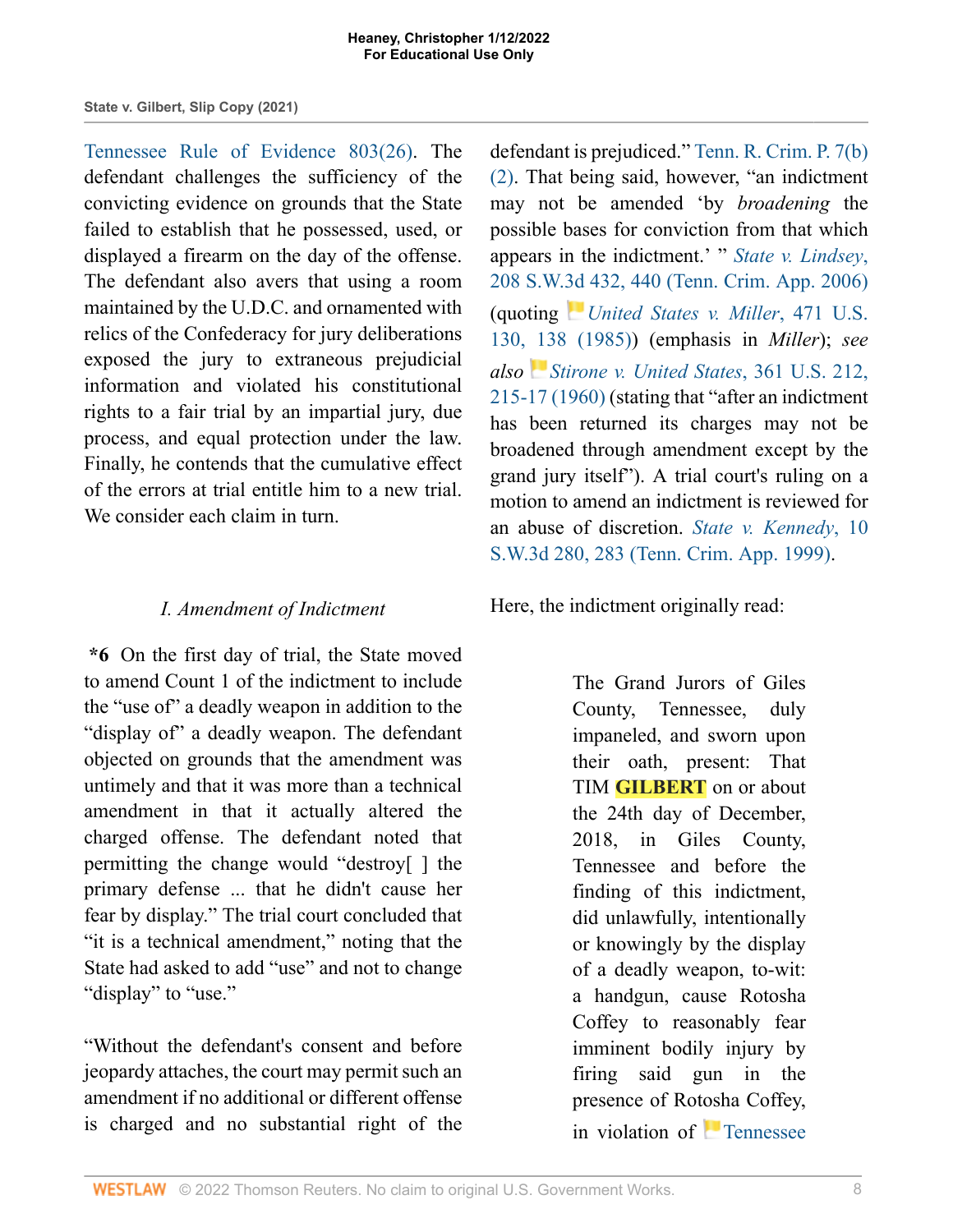Tennessee Rule of Evidence 803(26). The defendant challenges the sufficiency of the convicting evidence on grounds that the State failed to establish that he possessed, used, or displayed a firearm on the day of the offense. The defendant also avers that using a room maintained by the U.D.C. and ornamented with relics of the Confederacy for jury deliberations exposed the jury to extraneous prejudicial information and violated his constitutional rights to a fair trial by an impartial jury, due process, and equal protection under the law. Finally, he contends that the cumulative effect of the errors at trial entitle him to a new trial. We consider each claim in turn.

### *I. Amendment of Indictment*

**\*6** On the first day of trial, the State moved to amend Count 1 of the indictment to include the "use of" a deadly weapon in addition to the "display of" a deadly weapon. The defendant objected on grounds that the amendment was untimely and that it was more than a technical amendment in that it actually altered the charged offense. The defendant noted that permitting the change would "destroy[ ] the primary defense ... that he didn't cause her fear by display." The trial court concluded that "it is a technical amendment," noting that the State had asked to add "use" and not to change "display" to "use."

"Without the defendant's consent and before jeopardy attaches, the court may permit such an amendment if no additional or different offense is charged and no substantial right of the defendant is prejudiced." Tenn. R. Crim. P. 7(b)(2). That being said, however, "an indictment may not be amended 'by *broadening* the possible bases for conviction from that which appears in the indictment.' " *State v. Lindsey*, 208 S.W.3d 432, 440 (Tenn. Crim. App. 2006) (quoting *United States v. Miller*, 471 U.S. 130, 138 (1985)) (emphasis in *Miller*); *see also* *Stirone v. United States*, 361 U.S. 212, 215-17 (1960) (stating that "after an indictment has been returned its charges may not be broadened through amendment except by the grand jury itself"). A trial court's ruling on a motion to amend an indictment is reviewed for an abuse of discretion. *State v. Kennedy*, 10 S.W.3d 280, 283 (Tenn. Crim. App. 1999).

Here, the indictment originally read:

> The Grand Jurors of Giles County, Tennessee, duly impaneled, and sworn upon their oath, present: That TIM **GILBERT** on or about the 24th day of December, 2018, in Giles County, Tennessee and before the finding of this indictment, did unlawfully, intentionally or knowingly by the display of a deadly weapon, to-wit: a handgun, cause Rotosha Coffey to reasonably fear imminent bodily injury by firing said gun in the presence of Rotosha Coffey, in violation of Tennessee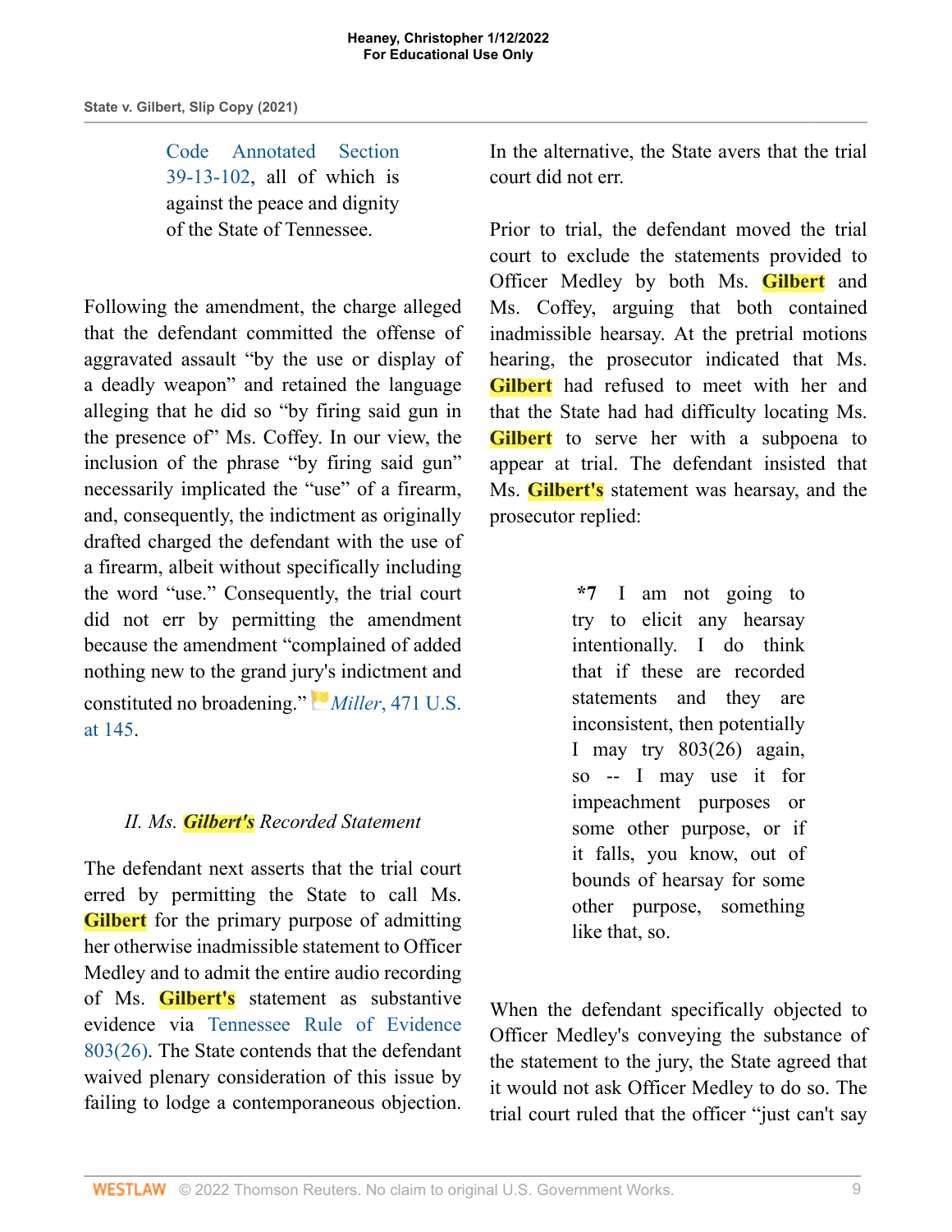> Code Annotated Section 39-13-102, all of which is against the peace and dignity of the State of Tennessee.

Following the amendment, the charge alleged that the defendant committed the offense of aggravated assault "by the use or display of a deadly weapon" and retained the language alleging that he did so "by firing said gun in the presence of" Ms. Coffey. In our view, the inclusion of the phrase "by firing said gun" necessarily implicated the "use" of a firearm, and, consequently, the indictment as originally drafted charged the defendant with the use of a firearm, albeit without specifically including the word "use." Consequently, the trial court did not err by permitting the amendment because the amendment "complained of added nothing new to the grand jury's indictment and constituted no broadening." *Miller*, 471 U.S. at 145.

### *II. Ms. Gilbert's Recorded Statement*

The defendant next asserts that the trial court erred by permitting the State to call Ms. Gilbert for the primary purpose of admitting her otherwise inadmissible statement to Officer Medley and to admit the entire audio recording of Ms. Gilbert's statement as substantive evidence via Tennessee Rule of Evidence 803(26). The State contends that the defendant waived plenary consideration of this issue by failing to lodge a contemporaneous objection. In the alternative, the State avers that the trial court did not err.

Prior to trial, the defendant moved the trial court to exclude the statements provided to Officer Medley by both Ms. Gilbert and Ms. Coffey, arguing that both contained inadmissible hearsay. At the pretrial motions hearing, the prosecutor indicated that Ms. Gilbert had refused to meet with her and that the State had had difficulty locating Ms. Gilbert to serve her with a subpoena to appear at trial. The defendant insisted that Ms. Gilbert's statement was hearsay, and the prosecutor replied:

> **\*7** I am not going to try to elicit any hearsay intentionally. I do think that if these are recorded statements and they are inconsistent, then potentially I may try 803(26) again, so -- I may use it for impeachment purposes or some other purpose, or if it falls, you know, out of bounds of hearsay for some other purpose, something like that, so.

When the defendant specifically objected to Officer Medley's conveying the substance of the statement to the jury, the State agreed that it would not ask Officer Medley to do so. The trial court ruled that the officer "just can't say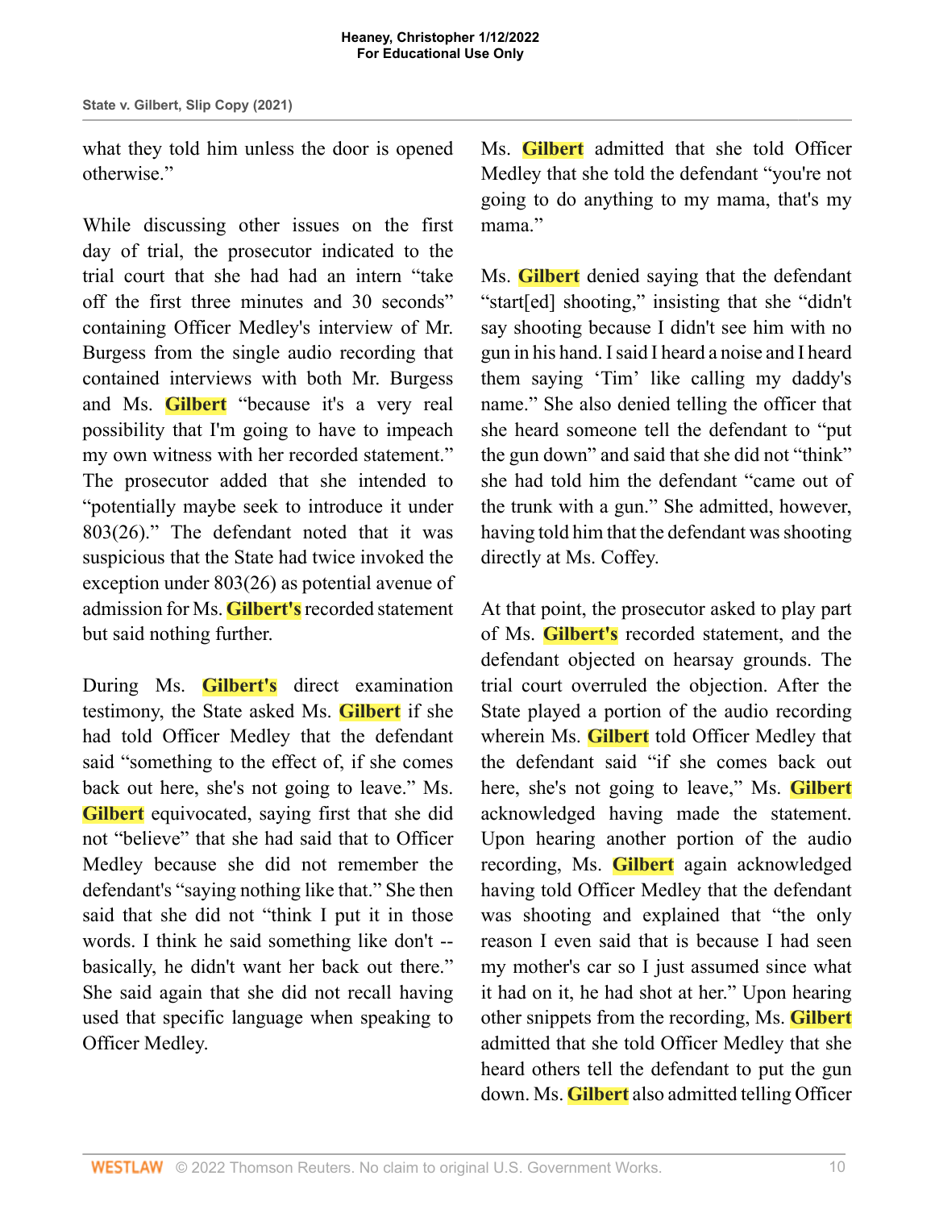what they told him unless the door is opened otherwise."

While discussing other issues on the first day of trial, the prosecutor indicated to the trial court that she had had an intern "take off the first three minutes and 30 seconds" containing Officer Medley's interview of Mr. Burgess from the single audio recording that contained interviews with both Mr. Burgess and Ms. Gilbert "because it's a very real possibility that I'm going to have to impeach my own witness with her recorded statement." The prosecutor added that she intended to "potentially maybe seek to introduce it under 803(26)." The defendant noted that it was suspicious that the State had twice invoked the exception under 803(26) as potential avenue of admission for Ms. Gilbert's recorded statement but said nothing further.

During Ms. Gilbert's direct examination testimony, the State asked Ms. Gilbert if she had told Officer Medley that the defendant said "something to the effect of, if she comes back out here, she's not going to leave." Ms. Gilbert equivocated, saying first that she did not "believe" that she had said that to Officer Medley because she did not remember the defendant's "saying nothing like that." She then said that she did not "think I put it in those words. I think he said something like don't -- basically, he didn't want her back out there." She said again that she did not recall having used that specific language when speaking to Officer Medley.

Ms. Gilbert admitted that she told Officer Medley that she told the defendant "you're not going to do anything to my mama, that's my mama."

Ms. Gilbert denied saying that the defendant "start[ed] shooting," insisting that she "didn't say shooting because I didn't see him with no gun in his hand. I said I heard a noise and I heard them saying 'Tim' like calling my daddy's name." She also denied telling the officer that she heard someone tell the defendant to "put the gun down" and said that she did not "think" she had told him the defendant "came out of the trunk with a gun." She admitted, however, having told him that the defendant was shooting directly at Ms. Coffey.

At that point, the prosecutor asked to play part of Ms. Gilbert's recorded statement, and the defendant objected on hearsay grounds. The trial court overruled the objection. After the State played a portion of the audio recording wherein Ms. Gilbert told Officer Medley that the defendant said "if she comes back out here, she's not going to leave," Ms. Gilbert acknowledged having made the statement. Upon hearing another portion of the audio recording, Ms. Gilbert again acknowledged having told Officer Medley that the defendant was shooting and explained that "the only reason I even said that is because I had seen my mother's car so I just assumed since what it had on it, he had shot at her." Upon hearing other snippets from the recording, Ms. Gilbert admitted that she told Officer Medley that she heard others tell the defendant to put the gun down. Ms. Gilbert also admitted telling Officer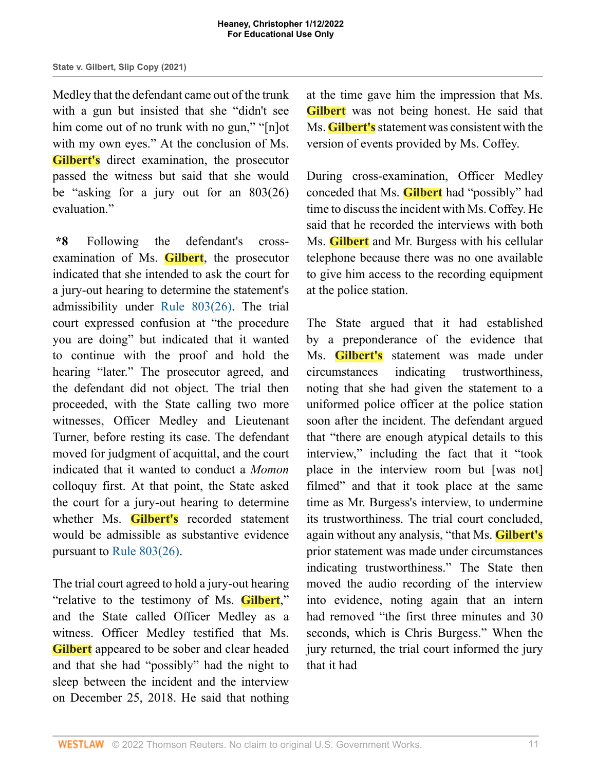Medley that the defendant came out of the trunk with a gun but insisted that she "didn't see him come out of no trunk with no gun," "[n]ot with my own eyes." At the conclusion of Ms. Gilbert's direct examination, the prosecutor passed the witness but said that she would be "asking for a jury out for an 803(26) evaluation."

**\*8** Following the defendant's cross-examination of Ms. Gilbert, the prosecutor indicated that she intended to ask the court for a jury-out hearing to determine the statement's admissibility under Rule 803(26). The trial court expressed confusion at "the procedure you are doing" but indicated that it wanted to continue with the proof and hold the hearing "later." The prosecutor agreed, and the defendant did not object. The trial then proceeded, with the State calling two more witnesses, Officer Medley and Lieutenant Turner, before resting its case. The defendant moved for judgment of acquittal, and the court indicated that it wanted to conduct a *Momon* colloquy first. At that point, the State asked the court for a jury-out hearing to determine whether Ms. Gilbert's recorded statement would be admissible as substantive evidence pursuant to Rule 803(26).

The trial court agreed to hold a jury-out hearing "relative to the testimony of Ms. Gilbert," and the State called Officer Medley as a witness. Officer Medley testified that Ms. Gilbert appeared to be sober and clear headed and that she had "possibly" had the night to sleep between the incident and the interview on December 25, 2018. He said that nothing at the time gave him the impression that Ms. Gilbert was not being honest. He said that Ms. Gilbert's statement was consistent with the version of events provided by Ms. Coffey.

During cross-examination, Officer Medley conceded that Ms. Gilbert had "possibly" had time to discuss the incident with Ms. Coffey. He said that he recorded the interviews with both Ms. Gilbert and Mr. Burgess with his cellular telephone because there was no one available to give him access to the recording equipment at the police station.

The State argued that it had established by a preponderance of the evidence that Ms. Gilbert's statement was made under circumstances indicating trustworthiness, noting that she had given the statement to a uniformed police officer at the police station soon after the incident. The defendant argued that "there are enough atypical details to this interview," including the fact that it "took place in the interview room but [was not] filmed" and that it took place at the same time as Mr. Burgess's interview, to undermine its trustworthiness. The trial court concluded, again without any analysis, "that Ms. Gilbert's prior statement was made under circumstances indicating trustworthiness." The State then moved the audio recording of the interview into evidence, noting again that an intern had removed "the first three minutes and 30 seconds, which is Chris Burgess." When the jury returned, the trial court informed the jury that it had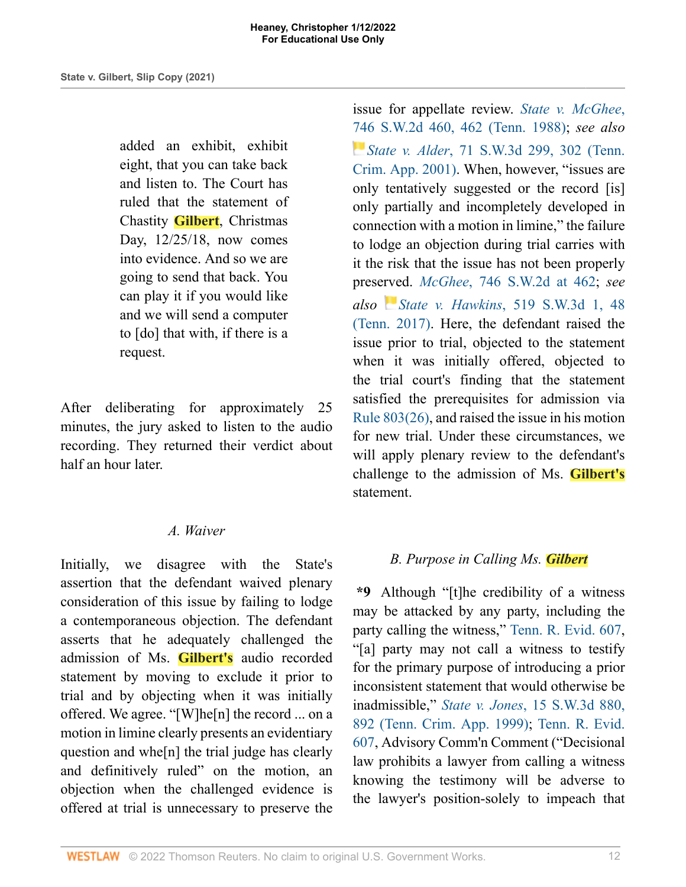> added an exhibit, exhibit eight, that you can take back and listen to. The Court has ruled that the statement of Chastity Gilbert, Christmas Day, 12/25/18, now comes into evidence. And so we are going to send that back. You can play it if you would like and we will send a computer to [do] that with, if there is a request.

After deliberating for approximately 25 minutes, the jury asked to listen to the audio recording. They returned their verdict about half an hour later.

### *A. Waiver*

Initially, we disagree with the State's assertion that the defendant waived plenary consideration of this issue by failing to lodge a contemporaneous objection. The defendant asserts that he adequately challenged the admission of Ms. Gilbert's audio recorded statement by moving to exclude it prior to trial and by objecting when it was initially offered. We agree. "[W]he[n] the record ... on a motion in limine clearly presents an evidentiary question and whe[n] the trial judge has clearly and definitively ruled" on the motion, an objection when the challenged evidence is offered at trial is unnecessary to preserve the issue for appellate review. *State v. McGhee*, 746 S.W.2d 460, 462 (Tenn. 1988); *see also* *State v. Alder*, 71 S.W.3d 299, 302 (Tenn. Crim. App. 2001). When, however, "issues are only tentatively suggested or the record [is] only partially and incompletely developed in connection with a motion in limine," the failure to lodge an objection during trial carries with it the risk that the issue has not been properly preserved. *McGhee*, 746 S.W.2d at 462; *see also* *State v. Hawkins*, 519 S.W.3d 1, 48 (Tenn. 2017). Here, the defendant raised the issue prior to trial, objected to the statement when it was initially offered, objected to the trial court's finding that the statement satisfied the prerequisites for admission via Rule 803(26), and raised the issue in his motion for new trial. Under these circumstances, we will apply plenary review to the defendant's challenge to the admission of Ms. Gilbert's statement.

### *B. Purpose in Calling Ms. Gilbert*

**\*9** Although "[t]he credibility of a witness may be attacked by any party, including the party calling the witness," Tenn. R. Evid. 607, "[a] party may not call a witness to testify for the primary purpose of introducing a prior inconsistent statement that would otherwise be inadmissible," *State v. Jones*, 15 S.W.3d 880, 892 (Tenn. Crim. App. 1999); Tenn. R. Evid. 607, Advisory Comm'n Comment ("Decisional law prohibits a lawyer from calling a witness knowing the testimony will be adverse to the lawyer's position-solely to impeach that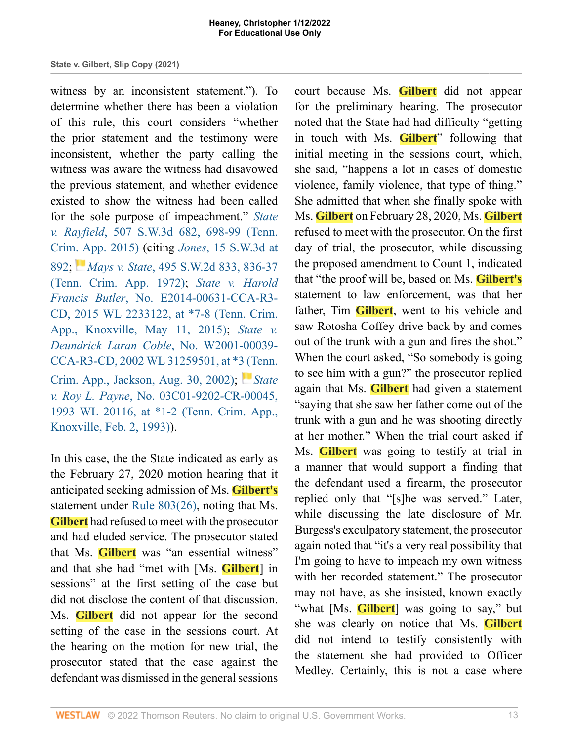witness by an inconsistent statement."). To determine whether there has been a violation of this rule, this court considers "whether the prior statement and the testimony were inconsistent, whether the party calling the witness was aware the witness had disavowed the previous statement, and whether evidence existed to show the witness had been called for the sole purpose of impeachment." *State v. Rayfield*, 507 S.W.3d 682, 698-99 (Tenn. Crim. App. 2015) (citing *Jones*, 15 S.W.3d at 892; *Mays v. State*, 495 S.W.2d 833, 836-37 (Tenn. Crim. App. 1972); *State v. Harold Francis Butler*, No. E2014-00631-CCA-R3-CD, 2015 WL 2233122, at *7-8 (Tenn. Crim. App., Knoxville, May 11, 2015); *State v. Deundrick Laran Coble*, No. W2001-00039-CCA-R3-CD, 2002 WL 31259501, at *3 (Tenn. Crim. App., Jackson, Aug. 30, 2002); *State v. Roy L. Payne*, No. 03C01-9202-CR-00045, 1993 WL 20116, at *1-2 (Tenn. Crim. App., Knoxville, Feb. 2, 1993)).

In this case, the the State indicated as early as the February 27, 2020 motion hearing that it anticipated seeking admission of Ms. Gilbert's statement under Rule 803(26), noting that Ms. Gilbert had refused to meet with the prosecutor and had eluded service. The prosecutor stated that Ms. Gilbert was "an essential witness" and that she had "met with [Ms. Gilbert] in sessions" at the first setting of the case but did not disclose the content of that discussion. Ms. Gilbert did not appear for the second setting of the case in the sessions court. At the hearing on the motion for new trial, the prosecutor stated that the case against the defendant was dismissed in the general sessions court because Ms. Gilbert did not appear for the preliminary hearing. The prosecutor noted that the State had had difficulty "getting in touch with Ms. Gilbert" following that initial meeting in the sessions court, which, she said, "happens a lot in cases of domestic violence, family violence, that type of thing." She admitted that when she finally spoke with Ms. Gilbert on February 28, 2020, Ms. Gilbert refused to meet with the prosecutor. On the first day of trial, the prosecutor, while discussing the proposed amendment to Count 1, indicated that "the proof will be, based on Ms. Gilbert's statement to law enforcement, was that her father, Tim Gilbert, went to his vehicle and saw Rotosha Coffey drive back by and comes out of the trunk with a gun and fires the shot." When the court asked, "So somebody is going to see him with a gun?" the prosecutor replied again that Ms. Gilbert had given a statement "saying that she saw her father come out of the trunk with a gun and he was shooting directly at her mother." When the trial court asked if Ms. Gilbert was going to testify at trial in a manner that would support a finding that the defendant used a firearm, the prosecutor replied only that "[s]he was served." Later, while discussing the late disclosure of Mr. Burgess's exculpatory statement, the prosecutor again noted that "it's a very real possibility that I'm going to have to impeach my own witness with her recorded statement." The prosecutor may not have, as she insisted, known exactly "what [Ms. Gilbert] was going to say," but she was clearly on notice that Ms. Gilbert did not intend to testify consistently with the statement she had provided to Officer Medley. Certainly, this is not a case where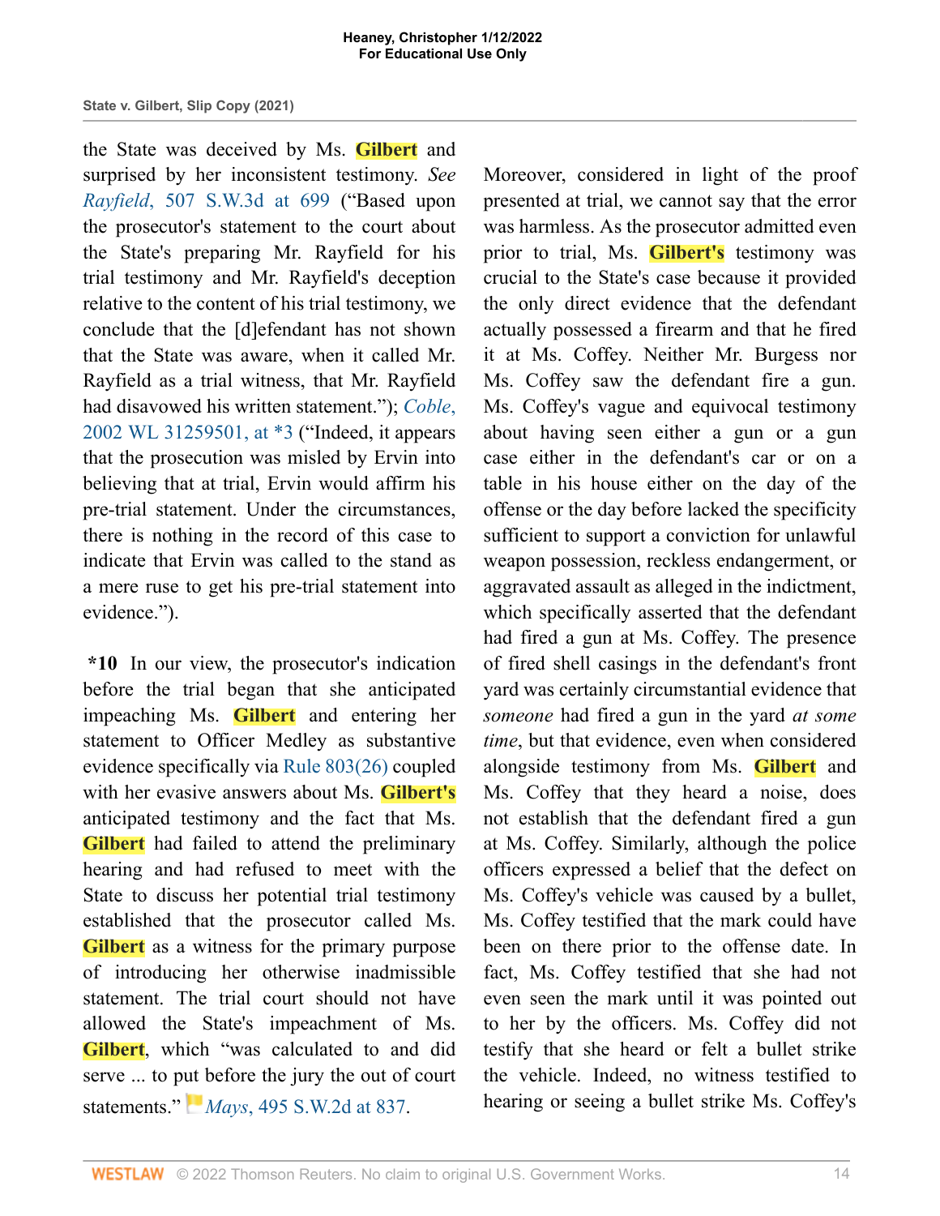the State was deceived by Ms. Gilbert and surprised by her inconsistent testimony. *See Rayfield*, 507 S.W.3d at 699 ("Based upon the prosecutor's statement to the court about the State's preparing Mr. Rayfield for his trial testimony and Mr. Rayfield's deception relative to the content of his trial testimony, we conclude that the [d]efendant has not shown that the State was aware, when it called Mr. Rayfield as a trial witness, that Mr. Rayfield had disavowed his written statement."); *Coble*, 2002 WL 31259501, at *3 ("Indeed, it appears that the prosecution was misled by Ervin into believing that at trial, Ervin would affirm his pre-trial statement. Under the circumstances, there is nothing in the record of this case to indicate that Ervin was called to the stand as a mere ruse to get his pre-trial statement into evidence.").

**\*10** In our view, the prosecutor's indication before the trial began that she anticipated impeaching Ms. Gilbert and entering her statement to Officer Medley as substantive evidence specifically via Rule 803(26) coupled with her evasive answers about Ms. Gilbert's anticipated testimony and the fact that Ms. Gilbert had failed to attend the preliminary hearing and had refused to meet with the State to discuss her potential trial testimony established that the prosecutor called Ms. Gilbert as a witness for the primary purpose of introducing her otherwise inadmissible statement. The trial court should not have allowed the State's impeachment of Ms. Gilbert, which "was calculated to and did serve ... to put before the jury the out of court statements." *Mays*, 495 S.W.2d at 837.

Moreover, considered in light of the proof presented at trial, we cannot say that the error was harmless. As the prosecutor admitted even prior to trial, Ms. Gilbert's testimony was crucial to the State's case because it provided the only direct evidence that the defendant actually possessed a firearm and that he fired it at Ms. Coffey. Neither Mr. Burgess nor Ms. Coffey saw the defendant fire a gun. Ms. Coffey's vague and equivocal testimony about having seen either a gun or a gun case either in the defendant's car or on a table in his house either on the day of the offense or the day before lacked the specificity sufficient to support a conviction for unlawful weapon possession, reckless endangerment, or aggravated assault as alleged in the indictment, which specifically asserted that the defendant had fired a gun at Ms. Coffey. The presence of fired shell casings in the defendant's front yard was certainly circumstantial evidence that *someone* had fired a gun in the yard *at some time*, but that evidence, even when considered alongside testimony from Ms. Gilbert and Ms. Coffey that they heard a noise, does not establish that the defendant fired a gun at Ms. Coffey. Similarly, although the police officers expressed a belief that the defect on Ms. Coffey's vehicle was caused by a bullet, Ms. Coffey testified that the mark could have been on there prior to the offense date. In fact, Ms. Coffey testified that she had not even seen the mark until it was pointed out to her by the officers. Ms. Coffey did not testify that she heard or felt a bullet strike the vehicle. Indeed, no witness testified to hearing or seeing a bullet strike Ms. Coffey's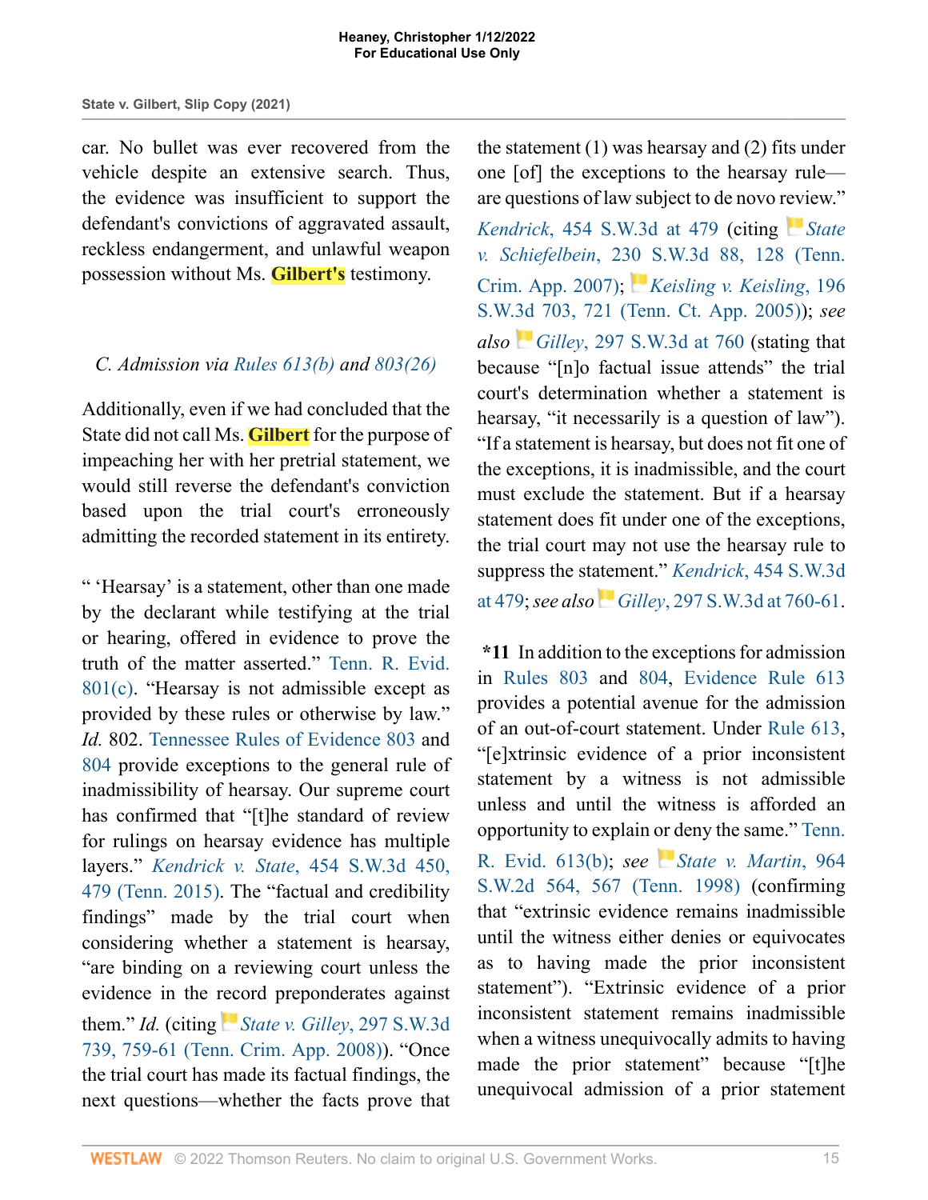car. No bullet was ever recovered from the vehicle despite an extensive search. Thus, the evidence was insufficient to support the defendant's convictions of aggravated assault, reckless endangerment, and unlawful weapon possession without Ms. **Gilbert's** testimony.

### *C. Admission via Rules 613(b) and 803(26)*

Additionally, even if we had concluded that the State did not call Ms. **Gilbert** for the purpose of impeaching her with her pretrial statement, we would still reverse the defendant's conviction based upon the trial court's erroneously admitting the recorded statement in its entirety.

" 'Hearsay' is a statement, other than one made by the declarant while testifying at the trial or hearing, offered in evidence to prove the truth of the matter asserted." Tenn. R. Evid. 801(c). "Hearsay is not admissible except as provided by these rules or otherwise by law." *Id.* 802. Tennessee Rules of Evidence 803 and 804 provide exceptions to the general rule of inadmissibility of hearsay. Our supreme court has confirmed that "[t]he standard of review for rulings on hearsay evidence has multiple layers." *Kendrick v. State*, 454 S.W.3d 450, 479 (Tenn. 2015). The "factual and credibility findings" made by the trial court when considering whether a statement is hearsay, "are binding on a reviewing court unless the evidence in the record preponderates against them." *Id.* (citing *State v. Gilley*, 297 S.W.3d 739, 759-61 (Tenn. Crim. App. 2008)). "Once the trial court has made its factual findings, the next questions—whether the facts prove that the statement (1) was hearsay and (2) fits under one [of] the exceptions to the hearsay rule—are questions of law subject to de novo review." *Kendrick*, 454 S.W.3d at 479 (citing *State v. Schiefelbein*, 230 S.W.3d 88, 128 (Tenn. Crim. App. 2007); *Keisling v. Keisling*, 196 S.W.3d 703, 721 (Tenn. Ct. App. 2005)); *see also* *Gilley*, 297 S.W.3d at 760 (stating that because "[n]o factual issue attends" the trial court's determination whether a statement is hearsay, "it necessarily is a question of law"). "If a statement is hearsay, but does not fit one of the exceptions, it is inadmissible, and the court must exclude the statement. But if a hearsay statement does fit under one of the exceptions, the trial court may not use the hearsay rule to suppress the statement." *Kendrick*, 454 S.W.3d at 479; *see also* *Gilley*, 297 S.W.3d at 760-61.

**\*11** In addition to the exceptions for admission in Rules 803 and 804, Evidence Rule 613 provides a potential avenue for the admission of an out-of-court statement. Under Rule 613, "[e]xtrinsic evidence of a prior inconsistent statement by a witness is not admissible unless and until the witness is afforded an opportunity to explain or deny the same." Tenn. R. Evid. 613(b); *see* *State v. Martin*, 964 S.W.2d 564, 567 (Tenn. 1998) (confirming that "extrinsic evidence remains inadmissible until the witness either denies or equivocates as to having made the prior inconsistent statement"). "Extrinsic evidence of a prior inconsistent statement remains inadmissible when a witness unequivocally admits to having made the prior statement" because "[t]he unequivocal admission of a prior statement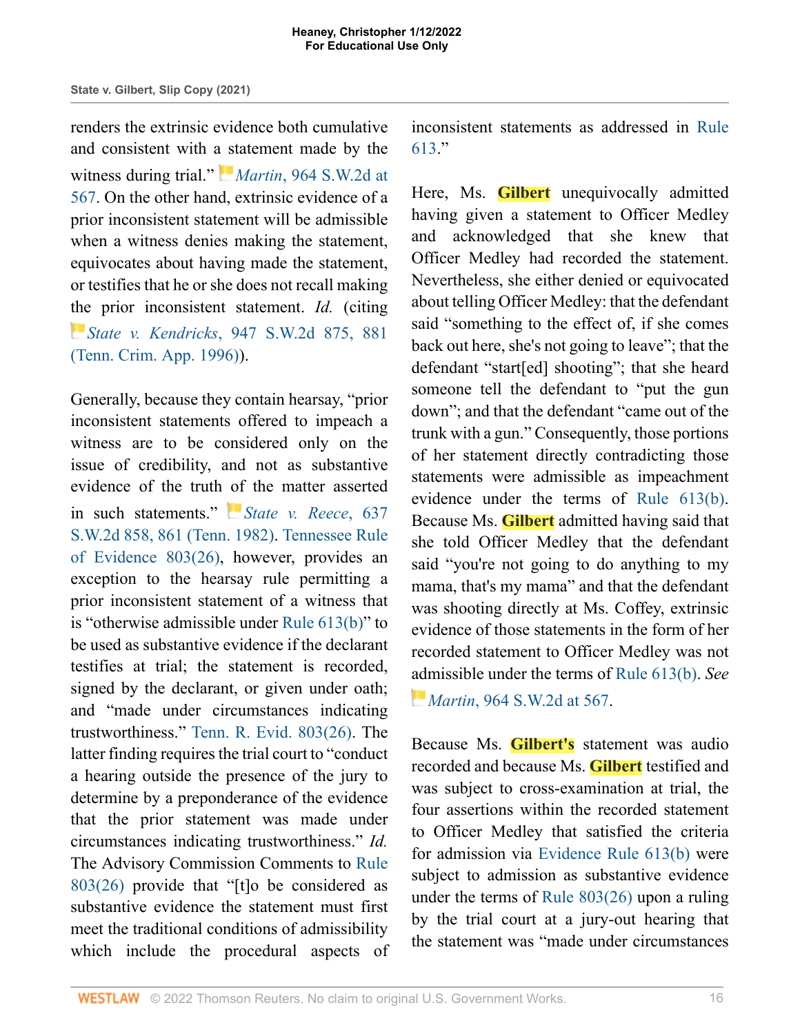renders the extrinsic evidence both cumulative and consistent with a statement made by the witness during trial." *Martin*, 964 S.W.2d at 567. On the other hand, extrinsic evidence of a prior inconsistent statement will be admissible when a witness denies making the statement, equivocates about having made the statement, or testifies that he or she does not recall making the prior inconsistent statement. *Id.* (citing *State v. Kendricks*, 947 S.W.2d 875, 881 (Tenn. Crim. App. 1996)).

Generally, because they contain hearsay, "prior inconsistent statements offered to impeach a witness are to be considered only on the issue of credibility, and not as substantive evidence of the truth of the matter asserted in such statements." *State v. Reece*, 637 S.W.2d 858, 861 (Tenn. 1982). Tennessee Rule of Evidence 803(26), however, provides an exception to the hearsay rule permitting a prior inconsistent statement of a witness that is "otherwise admissible under Rule 613(b)" to be used as substantive evidence if the declarant testifies at trial; the statement is recorded, signed by the declarant, or given under oath; and "made under circumstances indicating trustworthiness." Tenn. R. Evid. 803(26). The latter finding requires the trial court to "conduct a hearing outside the presence of the jury to determine by a preponderance of the evidence that the prior statement was made under circumstances indicating trustworthiness." *Id.* The Advisory Commission Comments to Rule 803(26) provide that "[t]o be considered as substantive evidence the statement must first meet the traditional conditions of admissibility which include the procedural aspects of inconsistent statements as addressed in Rule 613."

Here, Ms. Gilbert unequivocally admitted having given a statement to Officer Medley and acknowledged that she knew that Officer Medley had recorded the statement. Nevertheless, she either denied or equivocated about telling Officer Medley: that the defendant said "something to the effect of, if she comes back out here, she's not going to leave"; that the defendant "start[ed] shooting"; that she heard someone tell the defendant to "put the gun down"; and that the defendant "came out of the trunk with a gun." Consequently, those portions of her statement directly contradicting those statements were admissible as impeachment evidence under the terms of Rule 613(b). Because Ms. Gilbert admitted having said that she told Officer Medley that the defendant said "you're not going to do anything to my mama, that's my mama" and that the defendant was shooting directly at Ms. Coffey, extrinsic evidence of those statements in the form of her recorded statement to Officer Medley was not admissible under the terms of Rule 613(b). *See Martin*, 964 S.W.2d at 567.

Because Ms. Gilbert's statement was audio recorded and because Ms. Gilbert testified and was subject to cross-examination at trial, the four assertions within the recorded statement to Officer Medley that satisfied the criteria for admission via Evidence Rule 613(b) were subject to admission as substantive evidence under the terms of Rule 803(26) upon a ruling by the trial court at a jury-out hearing that the statement was "made under circumstances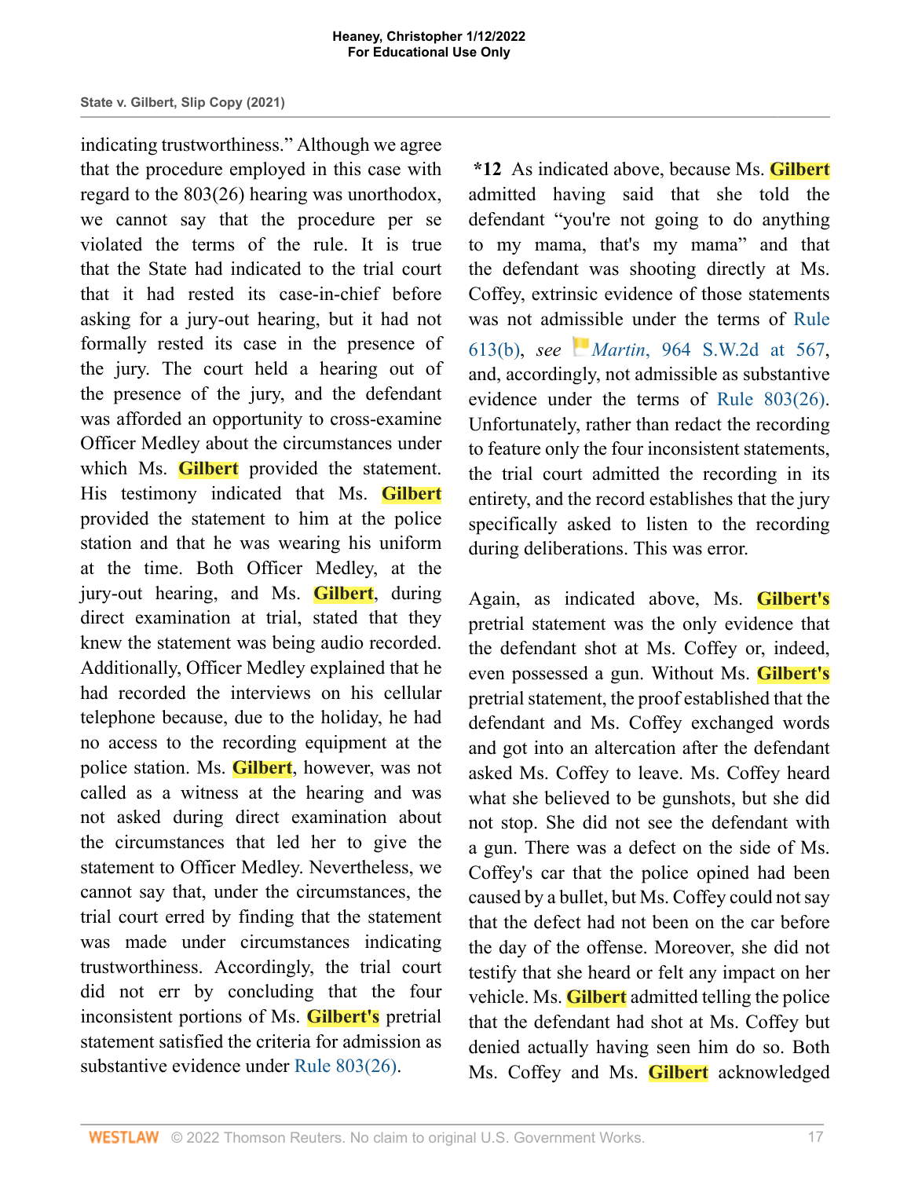indicating trustworthiness." Although we agree that the procedure employed in this case with regard to the 803(26) hearing was unorthodox, we cannot say that the procedure per se violated the terms of the rule. It is true that the State had indicated to the trial court that it had rested its case-in-chief before asking for a jury-out hearing, but it had not formally rested its case in the presence of the jury. The court held a hearing out of the presence of the jury, and the defendant was afforded an opportunity to cross-examine Officer Medley about the circumstances under which Ms. Gilbert provided the statement. His testimony indicated that Ms. Gilbert provided the statement to him at the police station and that he was wearing his uniform at the time. Both Officer Medley, at the jury-out hearing, and Ms. Gilbert, during direct examination at trial, stated that they knew the statement was being audio recorded. Additionally, Officer Medley explained that he had recorded the interviews on his cellular telephone because, due to the holiday, he had no access to the recording equipment at the police station. Ms. Gilbert, however, was not called as a witness at the hearing and was not asked during direct examination about the circumstances that led her to give the statement to Officer Medley. Nevertheless, we cannot say that, under the circumstances, the trial court erred by finding that the statement was made under circumstances indicating trustworthiness. Accordingly, the trial court did not err by concluding that the four inconsistent portions of Ms. Gilbert's pretrial statement satisfied the criteria for admission as substantive evidence under Rule 803(26).

**\*12** As indicated above, because Ms. Gilbert admitted having said that she told the defendant "you're not going to do anything to my mama, that's my mama" and that the defendant was shooting directly at Ms. Coffey, extrinsic evidence of those statements was not admissible under the terms of Rule 613(b), *see* *Martin*, 964 S.W.2d at 567, and, accordingly, not admissible as substantive evidence under the terms of Rule 803(26). Unfortunately, rather than redact the recording to feature only the four inconsistent statements, the trial court admitted the recording in its entirety, and the record establishes that the jury specifically asked to listen to the recording during deliberations. This was error.

Again, as indicated above, Ms. Gilbert's pretrial statement was the only evidence that the defendant shot at Ms. Coffey or, indeed, even possessed a gun. Without Ms. Gilbert's pretrial statement, the proof established that the defendant and Ms. Coffey exchanged words and got into an altercation after the defendant asked Ms. Coffey to leave. Ms. Coffey heard what she believed to be gunshots, but she did not stop. She did not see the defendant with a gun. There was a defect on the side of Ms. Coffey's car that the police opined had been caused by a bullet, but Ms. Coffey could not say that the defect had not been on the car before the day of the offense. Moreover, she did not testify that she heard or felt any impact on her vehicle. Ms. Gilbert admitted telling the police that the defendant had shot at Ms. Coffey but denied actually having seen him do so. Both Ms. Coffey and Ms. Gilbert acknowledged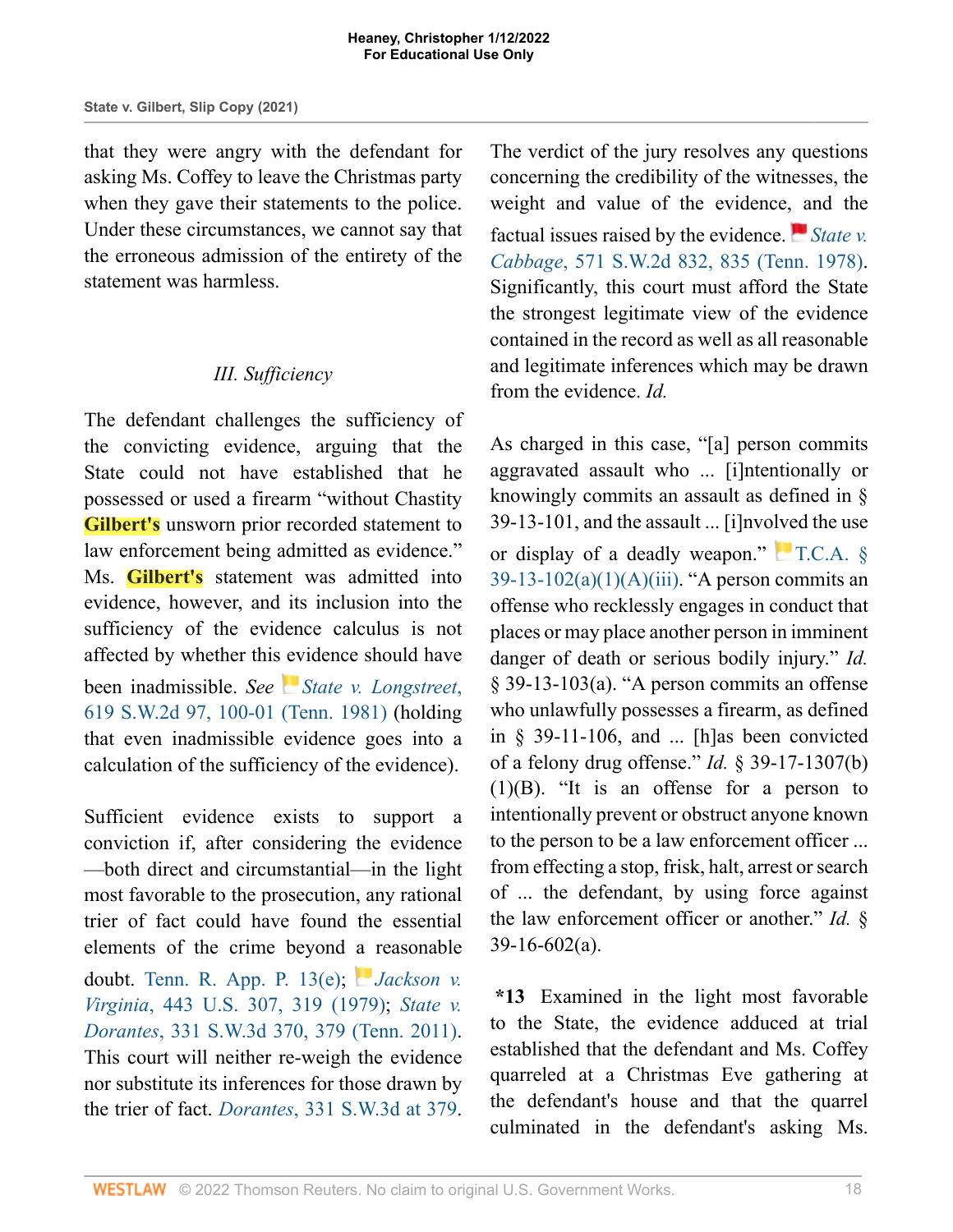that they were angry with the defendant for asking Ms. Coffey to leave the Christmas party when they gave their statements to the police. Under these circumstances, we cannot say that the erroneous admission of the entirety of the statement was harmless.

### *III. Sufficiency*

The defendant challenges the sufficiency of the convicting evidence, arguing that the State could not have established that he possessed or used a firearm "without Chastity Gilbert's unsworn prior recorded statement to law enforcement being admitted as evidence." Ms. Gilbert's statement was admitted into evidence, however, and its inclusion into the sufficiency of the evidence calculus is not affected by whether this evidence should have been inadmissible. *See* *State v. Longstreet*, 619 S.W.2d 97, 100-01 (Tenn. 1981) (holding that even inadmissible evidence goes into a calculation of the sufficiency of the evidence).

Sufficient evidence exists to support a conviction if, after considering the evidence—both direct and circumstantial—in the light most favorable to the prosecution, any rational trier of fact could have found the essential elements of the crime beyond a reasonable doubt. Tenn. R. App. P. 13(e); *Jackson v. Virginia*, 443 U.S. 307, 319 (1979); *State v. Dorantes*, 331 S.W.3d 370, 379 (Tenn. 2011). This court will neither re-weigh the evidence nor substitute its inferences for those drawn by the trier of fact. *Dorantes*, 331 S.W.3d at 379. The verdict of the jury resolves any questions concerning the credibility of the witnesses, the weight and value of the evidence, and the factual issues raised by the evidence. *State v. Cabbage*, 571 S.W.2d 832, 835 (Tenn. 1978). Significantly, this court must afford the State the strongest legitimate view of the evidence contained in the record as well as all reasonable and legitimate inferences which may be drawn from the evidence. *Id.*

As charged in this case, "[a] person commits aggravated assault who ... [i]ntentionally or knowingly commits an assault as defined in § 39-13-101, and the assault ... [i]nvolved the use or display of a deadly weapon." T.C.A. § 39-13-102(a)(1)(A)(iii). "A person commits an offense who recklessly engages in conduct that places or may place another person in imminent danger of death or serious bodily injury." *Id.* § 39-13-103(a). "A person commits an offense who unlawfully possesses a firearm, as defined in § 39-11-106, and ... [h]as been convicted of a felony drug offense." *Id.* § 39-17-1307(b)(1)(B). "It is an offense for a person to intentionally prevent or obstruct anyone known to the person to be a law enforcement officer ... from effecting a stop, frisk, halt, arrest or search of ... the defendant, by using force against the law enforcement officer or another." *Id.* § 39-16-602(a).

**\*13** Examined in the light most favorable to the State, the evidence adduced at trial established that the defendant and Ms. Coffey quarreled at a Christmas Eve gathering at the defendant's house and that the quarrel culminated in the defendant's asking Ms.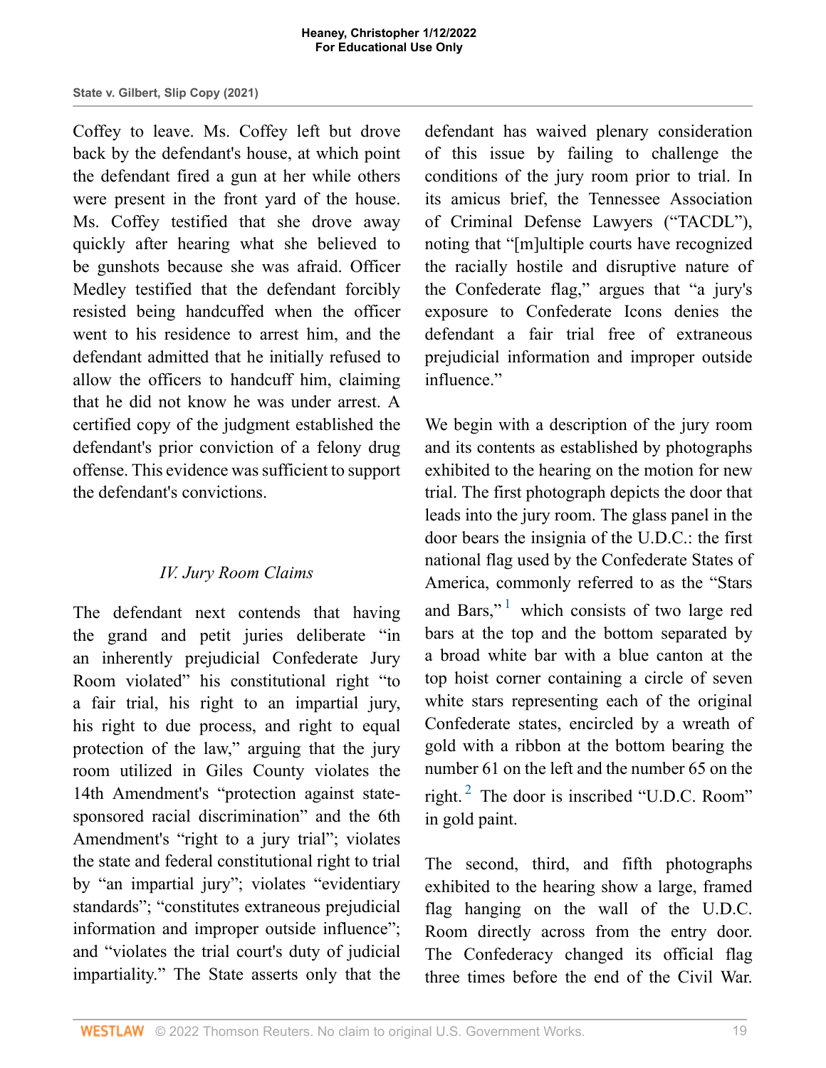Coffey to leave. Ms. Coffey left but drove back by the defendant's house, at which point the defendant fired a gun at her while others were present in the front yard of the house. Ms. Coffey testified that she drove away quickly after hearing what she believed to be gunshots because she was afraid. Officer Medley testified that the defendant forcibly resisted being handcuffed when the officer went to his residence to arrest him, and the defendant admitted that he initially refused to allow the officers to handcuff him, claiming that he did not know he was under arrest. A certified copy of the judgment established the defendant's prior conviction of a felony drug offense. This evidence was sufficient to support the defendant's convictions.

### *IV. Jury Room Claims*

The defendant next contends that having the grand and petit juries deliberate "in an inherently prejudicial Confederate Jury Room violated" his constitutional right "to a fair trial, his right to an impartial jury, his right to due process, and right to equal protection of the law," arguing that the jury room utilized in Giles County violates the 14th Amendment's "protection against state-sponsored racial discrimination" and the 6th Amendment's "right to a jury trial"; violates the state and federal constitutional right to trial by "an impartial jury"; violates "evidentiary standards"; "constitutes extraneous prejudicial information and improper outside influence"; and "violates the trial court's duty of judicial impartiality." The State asserts only that the defendant has waived plenary consideration of this issue by failing to challenge the conditions of the jury room prior to trial. In its amicus brief, the Tennessee Association of Criminal Defense Lawyers ("TACDL"), noting that "[m]ultiple courts have recognized the racially hostile and disruptive nature of the Confederate flag," argues that "a jury's exposure to Confederate Icons denies the defendant a fair trial free of extraneous prejudicial information and improper outside influence."

We begin with a description of the jury room and its contents as established by photographs exhibited to the hearing on the motion for new trial. The first photograph depicts the door that leads into the jury room. The glass panel in the door bears the insignia of the U.D.C.: the first national flag used by the Confederate States of America, commonly referred to as the "Stars and Bars,"[1] which consists of two large red bars at the top and the bottom separated by a broad white bar with a blue canton at the top hoist corner containing a circle of seven white stars representing each of the original Confederate states, encircled by a wreath of gold with a ribbon at the bottom bearing the number 61 on the left and the number 65 on the right.[2] The door is inscribed "U.D.C. Room" in gold paint.

The second, third, and fifth photographs exhibited to the hearing show a large, framed flag hanging on the wall of the U.D.C. Room directly across from the entry door. The Confederacy changed its official flag three times before the end of the Civil War.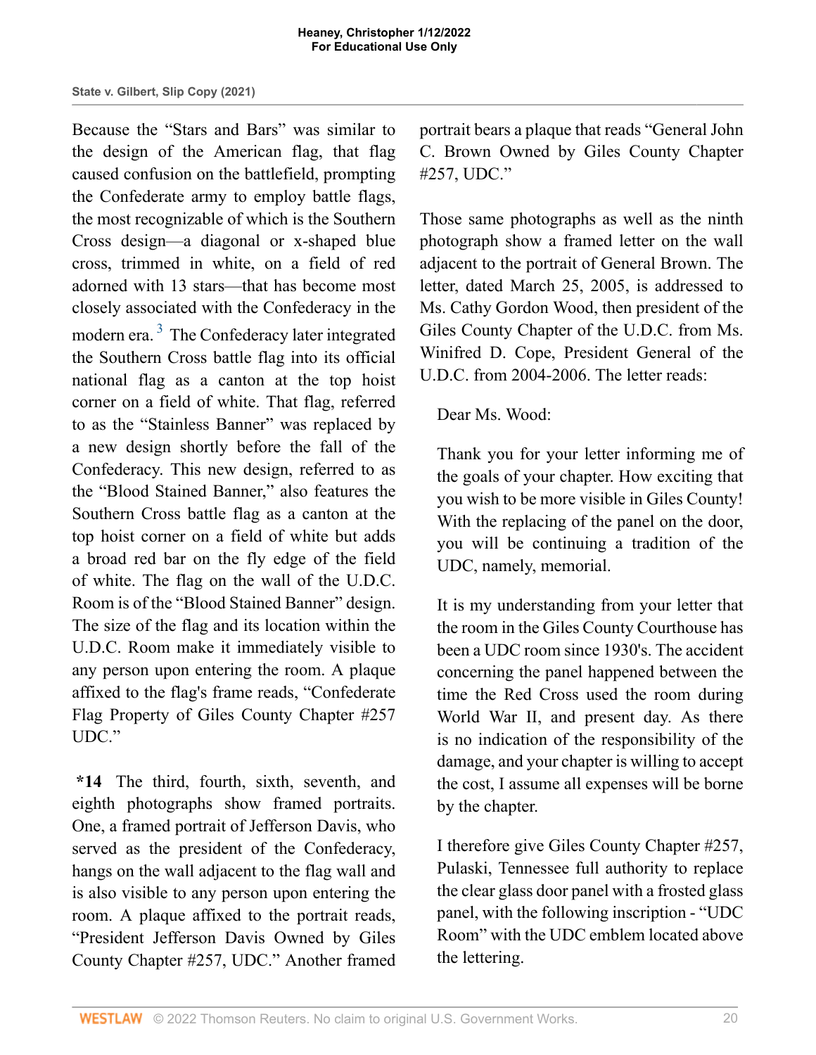Because the "Stars and Bars" was similar to the design of the American flag, that flag caused confusion on the battlefield, prompting the Confederate army to employ battle flags, the most recognizable of which is the Southern Cross design—a diagonal or x-shaped blue cross, trimmed in white, on a field of red adorned with 13 stars—that has become most closely associated with the Confederacy in the modern era.[3] The Confederacy later integrated the Southern Cross battle flag into its official national flag as a canton at the top hoist corner on a field of white. That flag, referred to as the "Stainless Banner" was replaced by a new design shortly before the fall of the Confederacy. This new design, referred to as the "Blood Stained Banner," also features the Southern Cross battle flag as a canton at the top hoist corner on a field of white but adds a broad red bar on the fly edge of the field of white. The flag on the wall of the U.D.C. Room is of the "Blood Stained Banner" design. The size of the flag and its location within the U.D.C. Room make it immediately visible to any person upon entering the room. A plaque affixed to the flag's frame reads, "Confederate Flag Property of Giles County Chapter #257 UDC."

**\*14** The third, fourth, sixth, seventh, and eighth photographs show framed portraits. One, a framed portrait of Jefferson Davis, who served as the president of the Confederacy, hangs on the wall adjacent to the flag wall and is also visible to any person upon entering the room. A plaque affixed to the portrait reads, "President Jefferson Davis Owned by Giles County Chapter #257, UDC." Another framed portrait bears a plaque that reads "General John C. Brown Owned by Giles County Chapter #257, UDC."

Those same photographs as well as the ninth photograph show a framed letter on the wall adjacent to the portrait of General Brown. The letter, dated March 25, 2005, is addressed to Ms. Cathy Gordon Wood, then president of the Giles County Chapter of the U.D.C. from Ms. Winifred D. Cope, President General of the U.D.C. from 2004-2006. The letter reads:

> Dear Ms. Wood:
>
> Thank you for your letter informing me of the goals of your chapter. How exciting that you wish to be more visible in Giles County! With the replacing of the panel on the door, you will be continuing a tradition of the UDC, namely, memorial.
>
> It is my understanding from your letter that the room in the Giles County Courthouse has been a UDC room since 1930's. The accident concerning the panel happened between the time the Red Cross used the room during World War II, and present day. As there is no indication of the responsibility of the damage, and your chapter is willing to accept the cost, I assume all expenses will be borne by the chapter.
>
> I therefore give Giles County Chapter #257, Pulaski, Tennessee full authority to replace the clear glass door panel with a frosted glass panel, with the following inscription - "UDC Room" with the UDC emblem located above the lettering.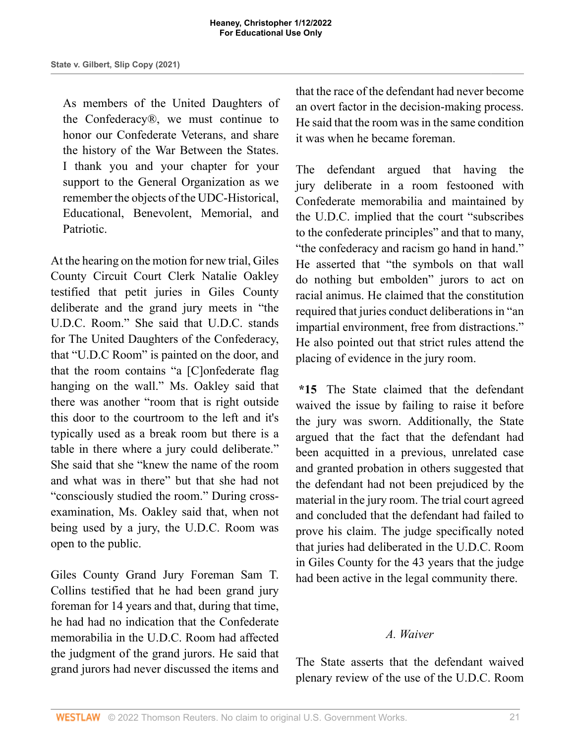> As members of the United Daughters of the Confederacy®, we must continue to honor our Confederate Veterans, and share the history of the War Between the States. I thank you and your chapter for your support to the General Organization as we remember the objects of the UDC-Historical, Educational, Benevolent, Memorial, and Patriotic.

At the hearing on the motion for new trial, Giles County Circuit Court Clerk Natalie Oakley testified that petit juries in Giles County deliberate and the grand jury meets in "the U.D.C. Room." She said that U.D.C. stands for The United Daughters of the Confederacy, that "U.D.C Room" is painted on the door, and that the room contains "a [C]onfederate flag hanging on the wall." Ms. Oakley said that there was another "room that is right outside this door to the courtroom to the left and it's typically used as a break room but there is a table in there where a jury could deliberate." She said that she "knew the name of the room and what was in there" but that she had not "consciously studied the room." During cross-examination, Ms. Oakley said that, when not being used by a jury, the U.D.C. Room was open to the public.

Giles County Grand Jury Foreman Sam T. Collins testified that he had been grand jury foreman for 14 years and that, during that time, he had had no indication that the Confederate memorabilia in the U.D.C. Room had affected the judgment of the grand jurors. He said that grand jurors had never discussed the items and that the race of the defendant had never become an overt factor in the decision-making process. He said that the room was in the same condition it was when he became foreman.

The defendant argued that having the jury deliberate in a room festooned with Confederate memorabilia and maintained by the U.D.C. implied that the court "subscribes to the confederate principles" and that to many, "the confederacy and racism go hand in hand." He asserted that "the symbols on that wall do nothing but embolden" jurors to act on racial animus. He claimed that the constitution required that juries conduct deliberations in "an impartial environment, free from distractions." He also pointed out that strict rules attend the placing of evidence in the jury room.

**\*15** The State claimed that the defendant waived the issue by failing to raise it before the jury was sworn. Additionally, the State argued that the fact that the defendant had been acquitted in a previous, unrelated case and granted probation in others suggested that the defendant had not been prejudiced by the material in the jury room. The trial court agreed and concluded that the defendant had failed to prove his claim. The judge specifically noted that juries had deliberated in the U.D.C. Room in Giles County for the 43 years that the judge had been active in the legal community there.

### *A. Waiver*

The State asserts that the defendant waived plenary review of the use of the U.D.C. Room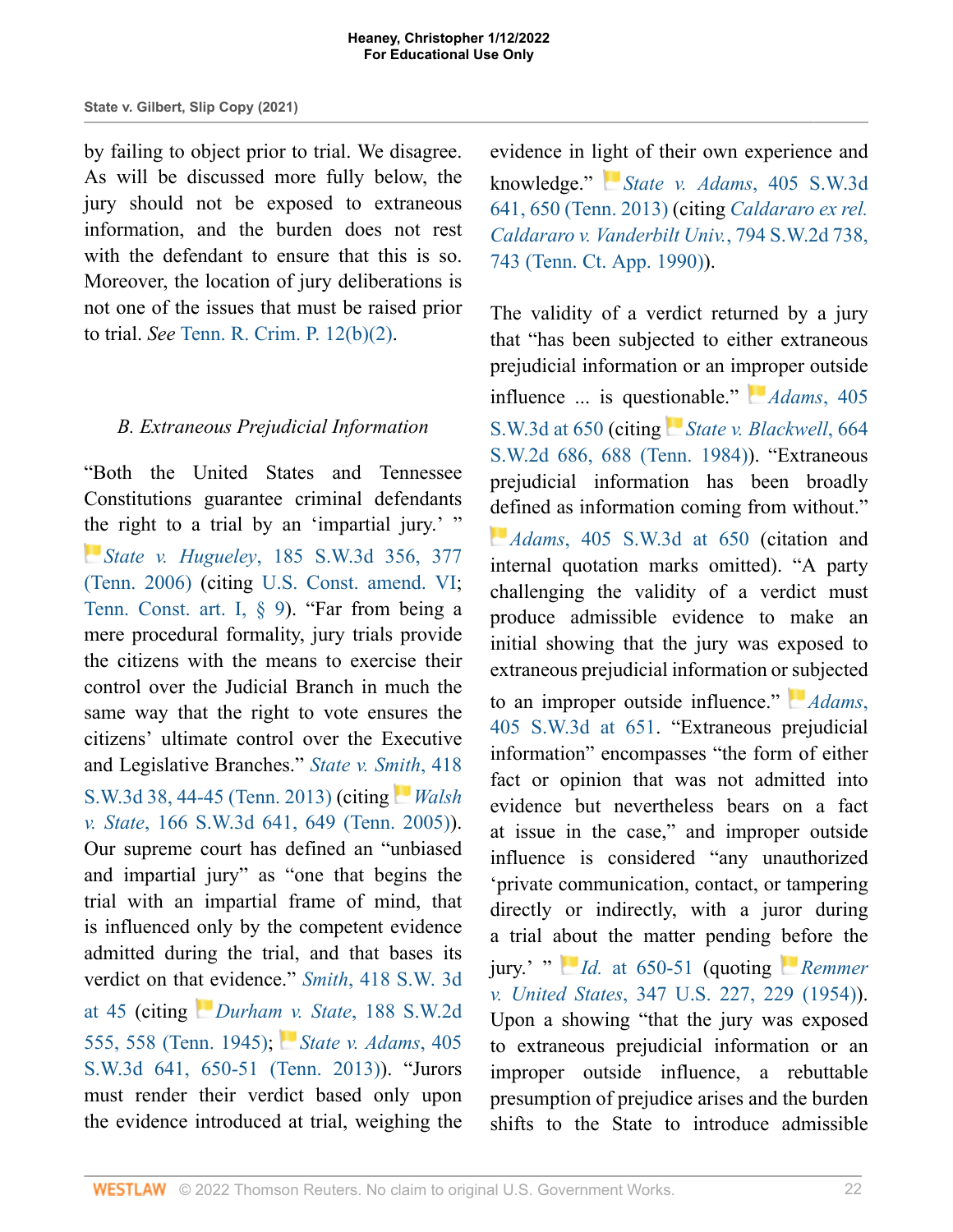by failing to object prior to trial. We disagree. As will be discussed more fully below, the jury should not be exposed to extraneous information, and the burden does not rest with the defendant to ensure that this is so. Moreover, the location of jury deliberations is not one of the issues that must be raised prior to trial. *See* Tenn. R. Crim. P. 12(b)(2).

### *B. Extraneous Prejudicial Information*

"Both the United States and Tennessee Constitutions guarantee criminal defendants the right to a trial by an 'impartial jury.' " *State v. Hugueley*, 185 S.W.3d 356, 377 (Tenn. 2006) (citing U.S. Const. amend. VI; Tenn. Const. art. I, § 9). "Far from being a mere procedural formality, jury trials provide the citizens with the means to exercise their control over the Judicial Branch in much the same way that the right to vote ensures the citizens' ultimate control over the Executive and Legislative Branches." *State v. Smith*, 418 S.W.3d 38, 44-45 (Tenn. 2013) (citing *Walsh v. State*, 166 S.W.3d 641, 649 (Tenn. 2005)). Our supreme court has defined an "unbiased and impartial jury" as "one that begins the trial with an impartial frame of mind, that is influenced only by the competent evidence admitted during the trial, and that bases its verdict on that evidence." *Smith*, 418 S.W. 3d at 45 (citing *Durham v. State*, 188 S.W.2d 555, 558 (Tenn. 1945); *State v. Adams*, 405 S.W.3d 641, 650-51 (Tenn. 2013)). "Jurors must render their verdict based only upon the evidence introduced at trial, weighing the evidence in light of their own experience and knowledge." *State v. Adams*, 405 S.W.3d 641, 650 (Tenn. 2013) (citing *Caldararo ex rel. Caldararo v. Vanderbilt Univ.*, 794 S.W.2d 738, 743 (Tenn. Ct. App. 1990)).

The validity of a verdict returned by a jury that "has been subjected to either extraneous prejudicial information or an improper outside influence ... is questionable." *Adams*, 405 S.W.3d at 650 (citing *State v. Blackwell*, 664 S.W.2d 686, 688 (Tenn. 1984)). "Extraneous prejudicial information has been broadly defined as information coming from without." *Adams*, 405 S.W.3d at 650 (citation and internal quotation marks omitted). "A party challenging the validity of a verdict must produce admissible evidence to make an initial showing that the jury was exposed to extraneous prejudicial information or subjected to an improper outside influence." *Adams*, 405 S.W.3d at 651. "Extraneous prejudicial information" encompasses "the form of either fact or opinion that was not admitted into evidence but nevertheless bears on a fact at issue in the case," and improper outside influence is considered "any unauthorized 'private communication, contact, or tampering directly or indirectly, with a juror during a trial about the matter pending before the jury.' " *Id.* at 650-51 (quoting *Remmer v. United States*, 347 U.S. 227, 229 (1954)). Upon a showing "that the jury was exposed to extraneous prejudicial information or an improper outside influence, a rebuttable presumption of prejudice arises and the burden shifts to the State to introduce admissible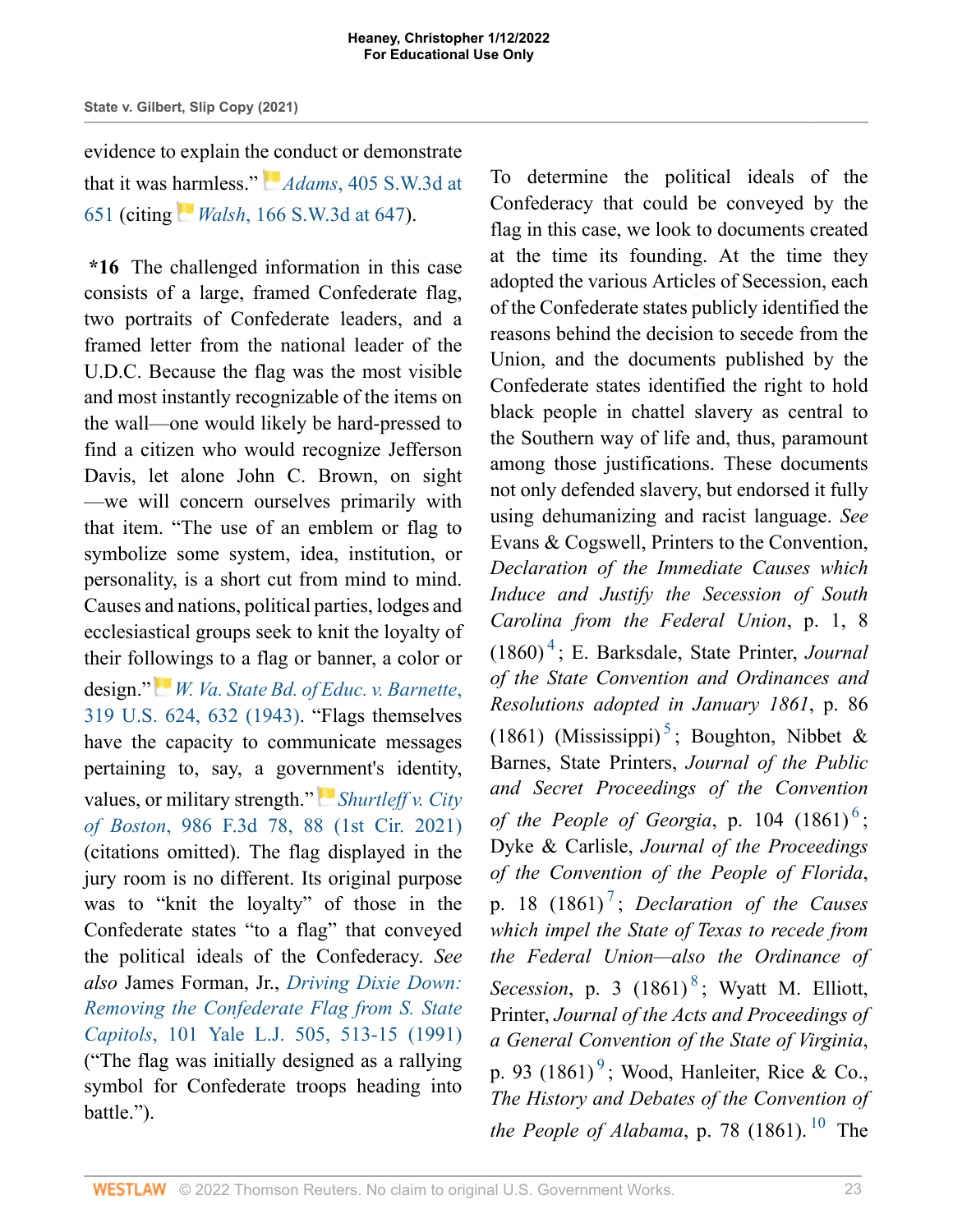evidence to explain the conduct or demonstrate that it was harmless." *Adams*, 405 S.W.3d at 651 (citing *Walsh*, 166 S.W.3d at 647).

**\*16** The challenged information in this case consists of a large, framed Confederate flag, two portraits of Confederate leaders, and a framed letter from the national leader of the U.D.C. Because the flag was the most visible and most instantly recognizable of the items on the wall—one would likely be hard-pressed to find a citizen who would recognize Jefferson Davis, let alone John C. Brown, on sight—we will concern ourselves primarily with that item. "The use of an emblem or flag to symbolize some system, idea, institution, or personality, is a short cut from mind to mind. Causes and nations, political parties, lodges and ecclesiastical groups seek to knit the loyalty of their followings to a flag or banner, a color or design." *W. Va. State Bd. of Educ. v. Barnette*, 319 U.S. 624, 632 (1943). "Flags themselves have the capacity to communicate messages pertaining to, say, a government's identity, values, or military strength." *Shurtleff v. City of Boston*, 986 F.3d 78, 88 (1st Cir. 2021) (citations omitted). The flag displayed in the jury room is no different. Its original purpose was to "knit the loyalty" of those in the Confederate states "to a flag" that conveyed the political ideals of the Confederacy. *See also* James Forman, Jr., *Driving Dixie Down: Removing the Confederate Flag from S. State Capitols*, 101 Yale L.J. 505, 513-15 (1991) ("The flag was initially designed as a rallying symbol for Confederate troops heading into battle.").

To determine the political ideals of the Confederacy that could be conveyed by the flag in this case, we look to documents created at the time its founding. At the time they adopted the various Articles of Secession, each of the Confederate states publicly identified the reasons behind the decision to secede from the Union, and the documents published by the Confederate states identified the right to hold black people in chattel slavery as central to the Southern way of life and, thus, paramount among those justifications. These documents not only defended slavery, but endorsed it fully using dehumanizing and racist language. *See* Evans & Cogswell, Printers to the Convention, *Declaration of the Immediate Causes which Induce and Justify the Secession of South Carolina from the Federal Union*, p. 1, 8 (1860)[4]; E. Barksdale, State Printer, *Journal of the State Convention and Ordinances and Resolutions adopted in January 1861*, p. 86 (1861) (Mississippi)[5]; Boughton, Nibbet & Barnes, State Printers, *Journal of the Public and Secret Proceedings of the Convention of the People of Georgia*, p. 104 (1861)[6]; Dyke & Carlisle, *Journal of the Proceedings of the Convention of the People of Florida*, p. 18 (1861)[7]; *Declaration of the Causes which impel the State of Texas to recede from the Federal Union—also the Ordinance of Secession*, p. 3 (1861)[8]; Wyatt M. Elliott, Printer, *Journal of the Acts and Proceedings of a General Convention of the State of Virginia*, p. 93 (1861)[9]; Wood, Hanleiter, Rice & Co., *The History and Debates of the Convention of the People of Alabama*, p. 78 (1861).[10] The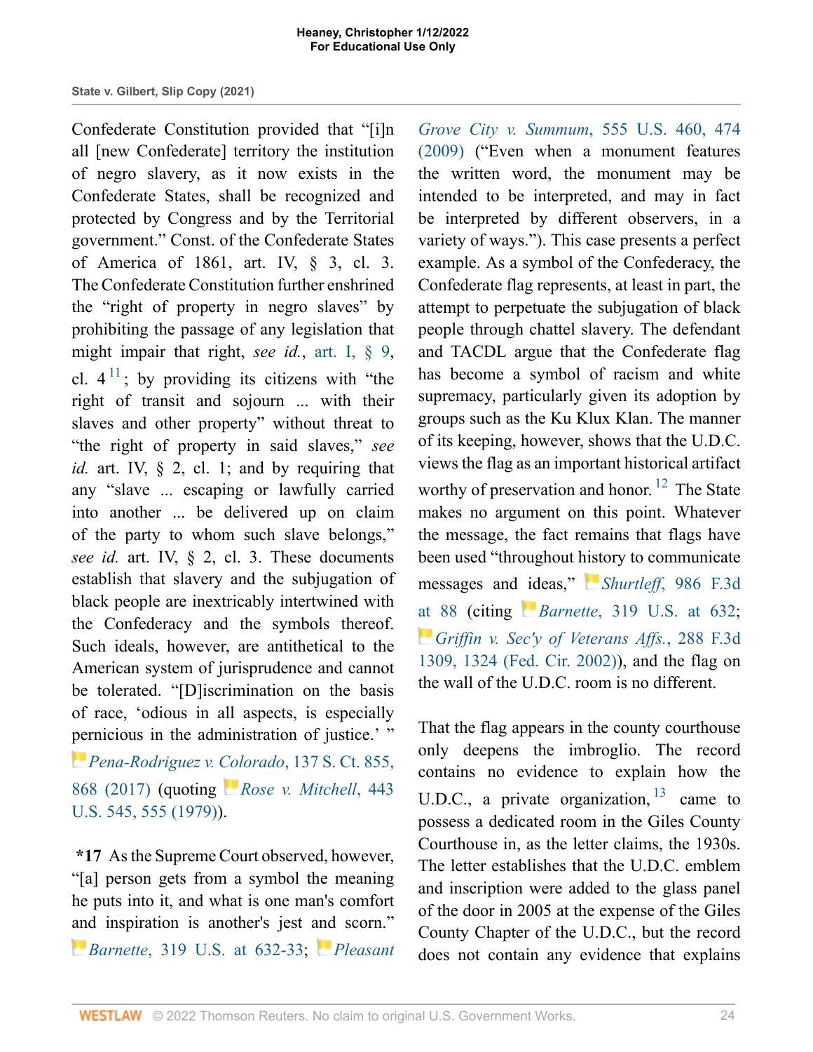Confederate Constitution provided that "[i]n all [new Confederate] territory the institution of negro slavery, as it now exists in the Confederate States, shall be recognized and protected by Congress and by the Territorial government." Const. of the Confederate States of America of 1861, art. IV, § 3, cl. 3. The Confederate Constitution further enshrined the "right of property in negro slaves" by prohibiting the passage of any legislation that might impair that right, *see id.*, art. I, § 9, cl. 4[11]; by providing its citizens with "the right of transit and sojourn ... with their slaves and other property" without threat to "the right of property in said slaves," *see id.* art. IV, § 2, cl. 1; and by requiring that any "slave ... escaping or lawfully carried into another ... be delivered up on claim of the party to whom such slave belongs," *see id.* art. IV, § 2, cl. 3. These documents establish that slavery and the subjugation of black people are inextricably intertwined with the Confederacy and the symbols thereof. Such ideals, however, are antithetical to the American system of jurisprudence and cannot be tolerated. "[D]iscrimination on the basis of race, 'odious in all aspects, is especially pernicious in the administration of justice.' " *Pena-Rodriguez v. Colorado*, 137 S. Ct. 855, 868 (2017) (quoting *Rose v. Mitchell*, 443 U.S. 545, 555 (1979)).

**\*17** As the Supreme Court observed, however, "[a] person gets from a symbol the meaning he puts into it, and what is one man's comfort and inspiration is another's jest and scorn." *Barnette*, 319 U.S. at 632-33; *Pleasant Grove City v. Summum*, 555 U.S. 460, 474 (2009) ("Even when a monument features the written word, the monument may be intended to be interpreted, and may in fact be interpreted by different observers, in a variety of ways."). This case presents a perfect example. As a symbol of the Confederacy, the Confederate flag represents, at least in part, the attempt to perpetuate the subjugation of black people through chattel slavery. The defendant and TACDL argue that the Confederate flag has become a symbol of racism and white supremacy, particularly given its adoption by groups such as the Ku Klux Klan. The manner of its keeping, however, shows that the U.D.C. views the flag as an important historical artifact worthy of preservation and honor.[12] The State makes no argument on this point. Whatever the message, the fact remains that flags have been used "throughout history to communicate messages and ideas," *Shurtleff*, 986 F.3d at 88 (citing *Barnette*, 319 U.S. at 632; *Griffin v. Sec'y of Veterans Affs.*, 288 F.3d 1309, 1324 (Fed. Cir. 2002)), and the flag on the wall of the U.D.C. room is no different.

That the flag appears in the county courthouse only deepens the imbroglio. The record contains no evidence to explain how the U.D.C., a private organization,[13] came to possess a dedicated room in the Giles County Courthouse in, as the letter claims, the 1930s. The letter establishes that the U.D.C. emblem and inscription were added to the glass panel of the door in 2005 at the expense of the Giles County Chapter of the U.D.C., but the record does not contain any evidence that explains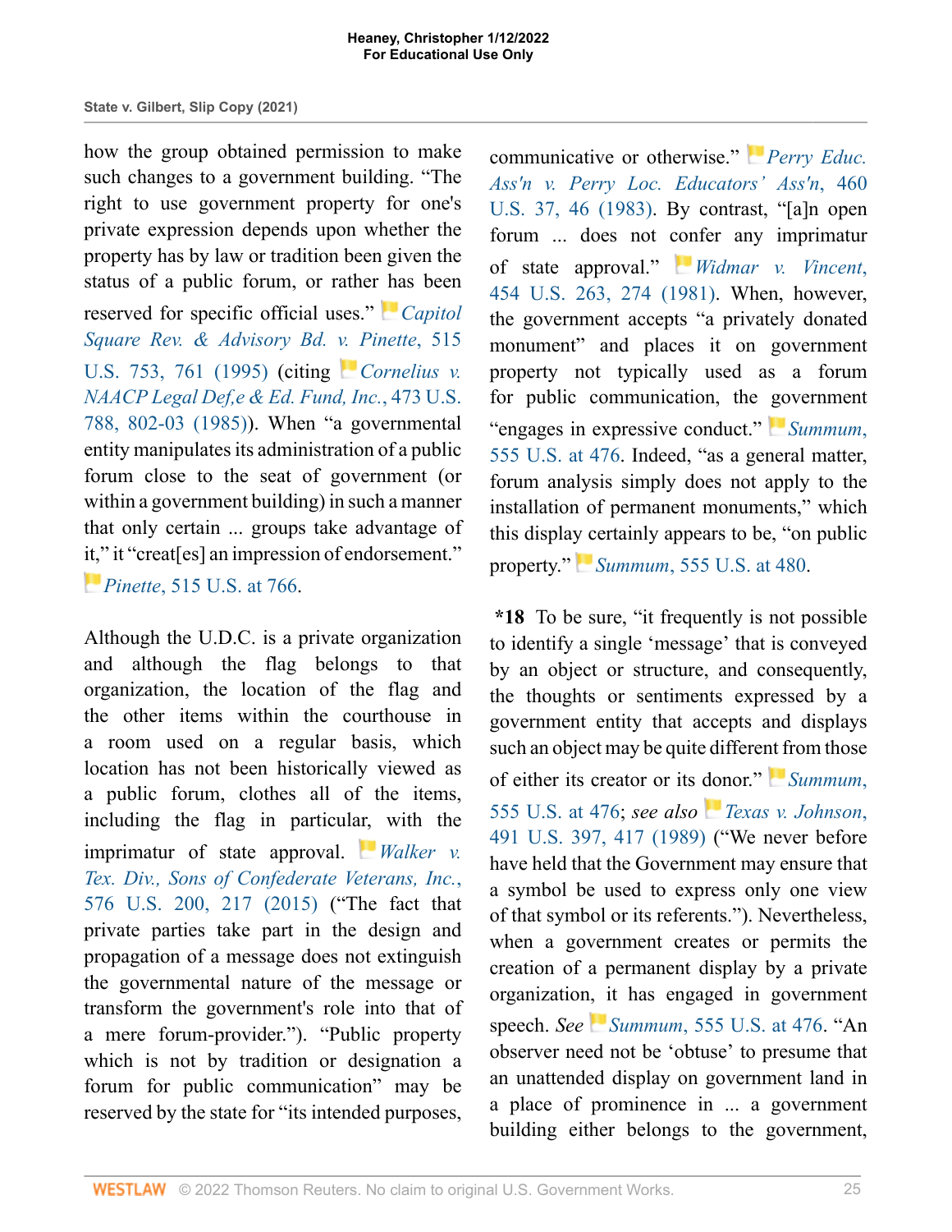how the group obtained permission to make such changes to a government building. "The right to use government property for one's private expression depends upon whether the property has by law or tradition been given the status of a public forum, or rather has been reserved for specific official uses." *Capitol Square Rev. & Advisory Bd. v. Pinette*, 515 U.S. 753, 761 (1995) (citing *Cornelius v. NAACP Legal Def,e & Ed. Fund, Inc.*, 473 U.S. 788, 802-03 (1985)). When "a governmental entity manipulates its administration of a public forum close to the seat of government (or within a government building) in such a manner that only certain ... groups take advantage of it," it "creat[es] an impression of endorsement." *Pinette*, 515 U.S. at 766.

Although the U.D.C. is a private organization and although the flag belongs to that organization, the location of the flag and the other items within the courthouse in a room used on a regular basis, which location has not been historically viewed as a public forum, clothes all of the items, including the flag in particular, with the imprimatur of state approval. *Walker v. Tex. Div., Sons of Confederate Veterans, Inc.*, 576 U.S. 200, 217 (2015) ("The fact that private parties take part in the design and propagation of a message does not extinguish the governmental nature of the message or transform the government's role into that of a mere forum-provider."). "Public property which is not by tradition or designation a forum for public communication" may be reserved by the state for "its intended purposes, communicative or otherwise." *Perry Educ. Ass'n v. Perry Loc. Educators' Ass'n*, 460 U.S. 37, 46 (1983). By contrast, "[a]n open forum ... does not confer any imprimatur of state approval." *Widmar v. Vincent*, 454 U.S. 263, 274 (1981). When, however, the government accepts "a privately donated monument" and places it on government property not typically used as a forum for public communication, the government "engages in expressive conduct." *Summum*, 555 U.S. at 476. Indeed, "as a general matter, forum analysis simply does not apply to the installation of permanent monuments," which this display certainly appears to be, "on public property." *Summum*, 555 U.S. at 480.

**\*18** To be sure, "it frequently is not possible to identify a single 'message' that is conveyed by an object or structure, and consequently, the thoughts or sentiments expressed by a government entity that accepts and displays such an object may be quite different from those of either its creator or its donor." *Summum*, 555 U.S. at 476; *see also* *Texas v. Johnson*, 491 U.S. 397, 417 (1989) ("We never before have held that the Government may ensure that a symbol be used to express only one view of that symbol or its referents."). Nevertheless, when a government creates or permits the creation of a permanent display by a private organization, it has engaged in government speech. *See* *Summum*, 555 U.S. at 476. "An observer need not be 'obtuse' to presume that an unattended display on government land in a place of prominence in ... a government building either belongs to the government,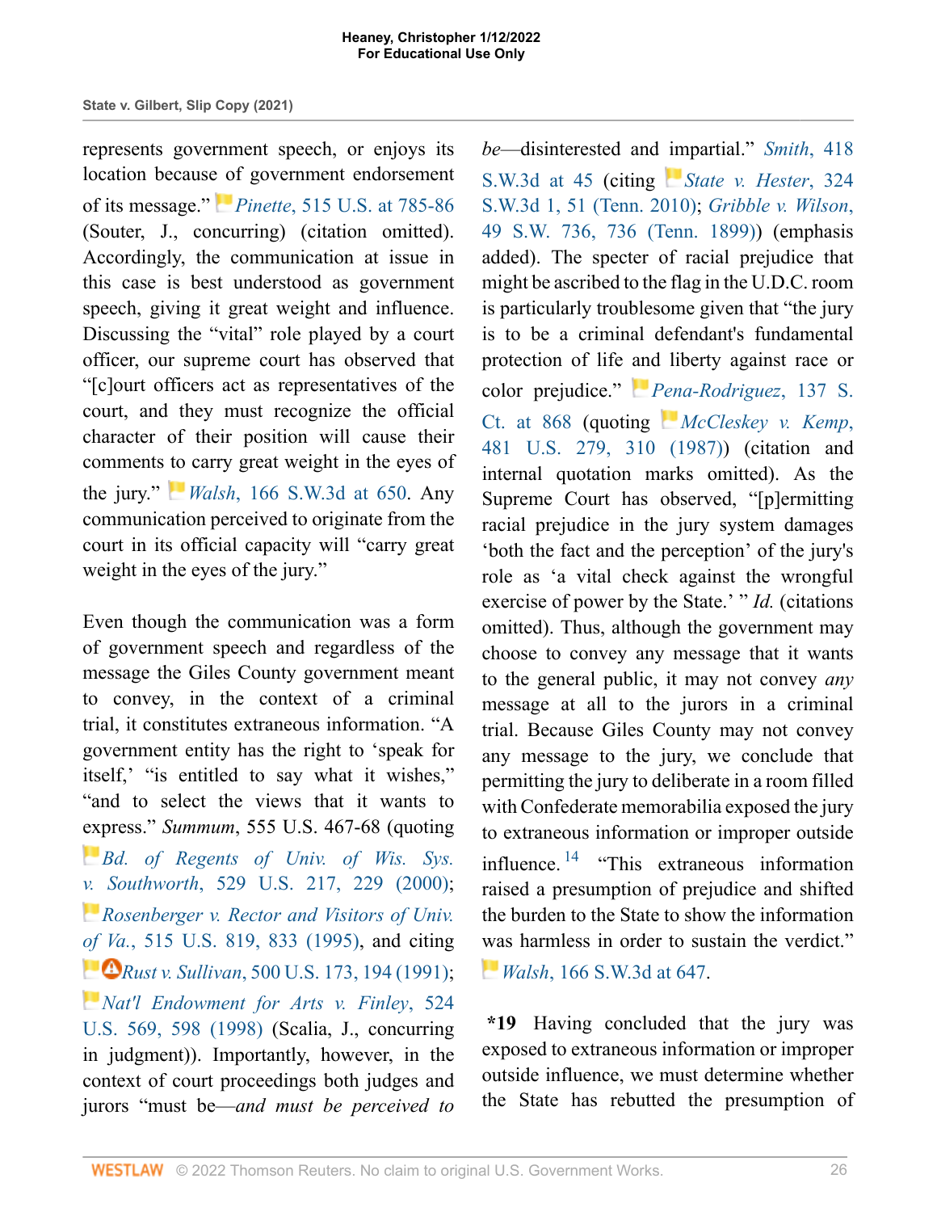represents government speech, or enjoys its location because of government endorsement of its message." *Pinette*, 515 U.S. at 785-86 (Souter, J., concurring) (citation omitted). Accordingly, the communication at issue in this case is best understood as government speech, giving it great weight and influence. Discussing the "vital" role played by a court officer, our supreme court has observed that "[c]ourt officers act as representatives of the court, and they must recognize the official character of their position will cause their comments to carry great weight in the eyes of the jury." *Walsh*, 166 S.W.3d at 650. Any communication perceived to originate from the court in its official capacity will "carry great weight in the eyes of the jury."

Even though the communication was a form of government speech and regardless of the message the Giles County government meant to convey, in the context of a criminal trial, it constitutes extraneous information. "A government entity has the right to 'speak for itself,' "is entitled to say what it wishes," "and to select the views that it wants to express." *Summum*, 555 U.S. 467-68 (quoting *Bd. of Regents of Univ. of Wis. Sys. v. Southworth*, 529 U.S. 217, 229 (2000); *Rosenberger v. Rector and Visitors of Univ. of Va.*, 515 U.S. 819, 833 (1995), and citing *Rust v. Sullivan*, 500 U.S. 173, 194 (1991); *Nat'l Endowment for Arts v. Finley*, 524 U.S. 569, 598 (1998) (Scalia, J., concurring in judgment)). Importantly, however, in the context of court proceedings both judges and jurors "must be—*and must be perceived to be*—disinterested and impartial." *Smith*, 418 S.W.3d at 45 (citing *State v. Hester*, 324 S.W.3d 1, 51 (Tenn. 2010); *Gribble v. Wilson*, 49 S.W. 736, 736 (Tenn. 1899)) (emphasis added). The specter of racial prejudice that might be ascribed to the flag in the U.D.C. room is particularly troublesome given that "the jury is to be a criminal defendant's fundamental protection of life and liberty against race or color prejudice." *Pena-Rodriguez*, 137 S. Ct. at 868 (quoting *McCleskey v. Kemp*, 481 U.S. 279, 310 (1987)) (citation and internal quotation marks omitted). As the Supreme Court has observed, "[p]ermitting racial prejudice in the jury system damages 'both the fact and the perception' of the jury's role as 'a vital check against the wrongful exercise of power by the State.' " *Id.* (citations omitted). Thus, although the government may choose to convey any message that it wants to the general public, it may not convey *any* message at all to the jurors in a criminal trial. Because Giles County may not convey any message to the jury, we conclude that permitting the jury to deliberate in a room filled with Confederate memorabilia exposed the jury to extraneous information or improper outside influence. [14] "This extraneous information raised a presumption of prejudice and shifted the burden to the State to show the information was harmless in order to sustain the verdict." *Walsh*, 166 S.W.3d at 647.

**\*19** Having concluded that the jury was exposed to extraneous information or improper outside influence, we must determine whether the State has rebutted the presumption of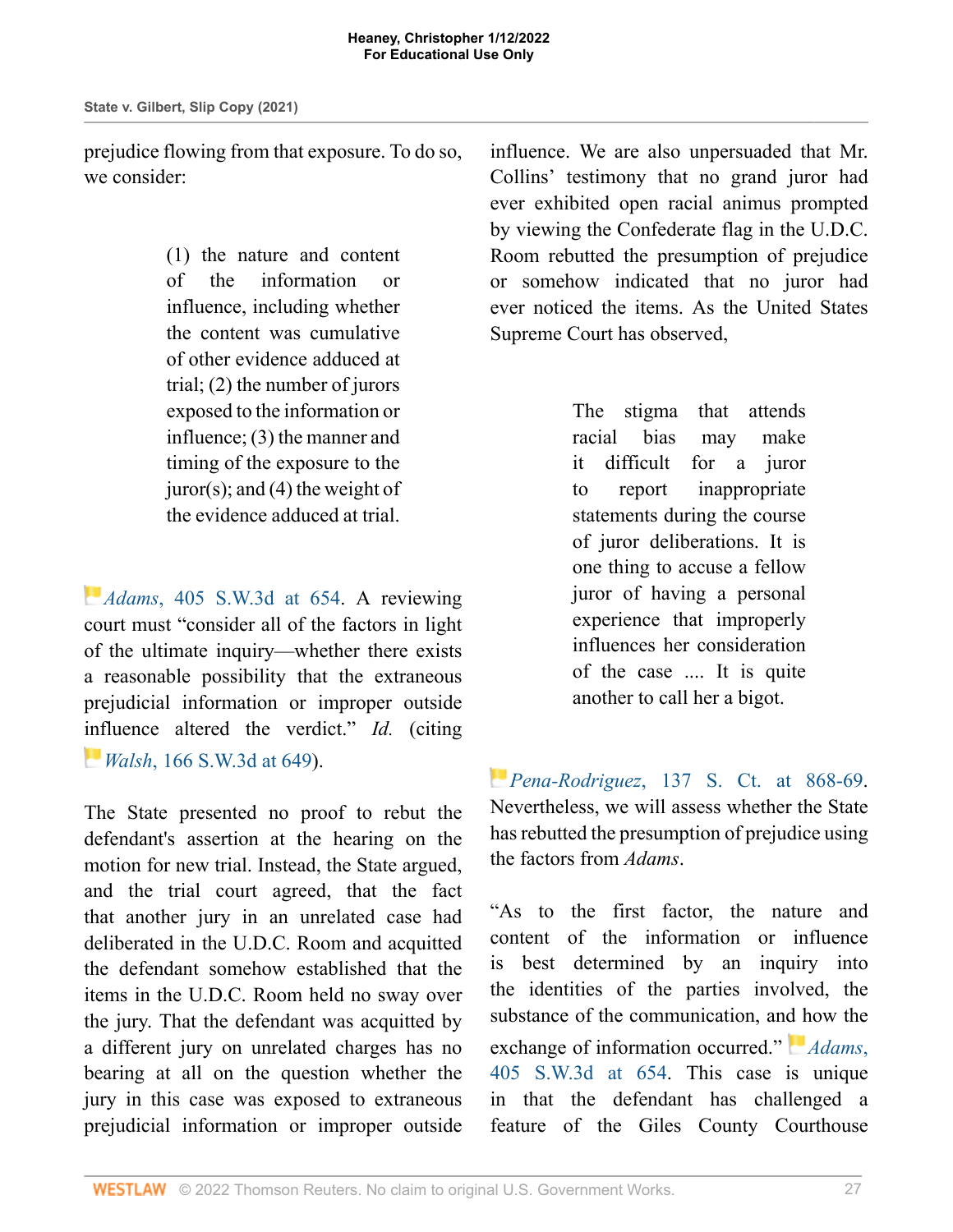prejudice flowing from that exposure. To do so, we consider:

> (1) the nature and content of the information or influence, including whether the content was cumulative of other evidence adduced at trial; (2) the number of jurors exposed to the information or influence; (3) the manner and timing of the exposure to the juror(s); and (4) the weight of the evidence adduced at trial.

*Adams*, 405 S.W.3d at 654. A reviewing court must "consider all of the factors in light of the ultimate inquiry—whether there exists a reasonable possibility that the extraneous prejudicial information or improper outside influence altered the verdict." *Id.* (citing *Walsh*, 166 S.W.3d at 649).

The State presented no proof to rebut the defendant's assertion at the hearing on the motion for new trial. Instead, the State argued, and the trial court agreed, that the fact that another jury in an unrelated case had deliberated in the U.D.C. Room and acquitted the defendant somehow established that the items in the U.D.C. Room held no sway over the jury. That the defendant was acquitted by a different jury on unrelated charges has no bearing at all on the question whether the jury in this case was exposed to extraneous prejudicial information or improper outside influence. We are also unpersuaded that Mr. Collins' testimony that no grand juror had ever exhibited open racial animus prompted by viewing the Confederate flag in the U.D.C. Room rebutted the presumption of prejudice or somehow indicated that no juror had ever noticed the items. As the United States Supreme Court has observed,

> The stigma that attends racial bias may make it difficult for a juror to report inappropriate statements during the course of juror deliberations. It is one thing to accuse a fellow juror of having a personal experience that improperly influences her consideration of the case .... It is quite another to call her a bigot.

*Pena-Rodriguez*, 137 S. Ct. at 868-69. Nevertheless, we will assess whether the State has rebutted the presumption of prejudice using the factors from *Adams*.

"As to the first factor, the nature and content of the information or influence is best determined by an inquiry into the identities of the parties involved, the substance of the communication, and how the exchange of information occurred." *Adams*, 405 S.W.3d at 654. This case is unique in that the defendant has challenged a feature of the Giles County Courthouse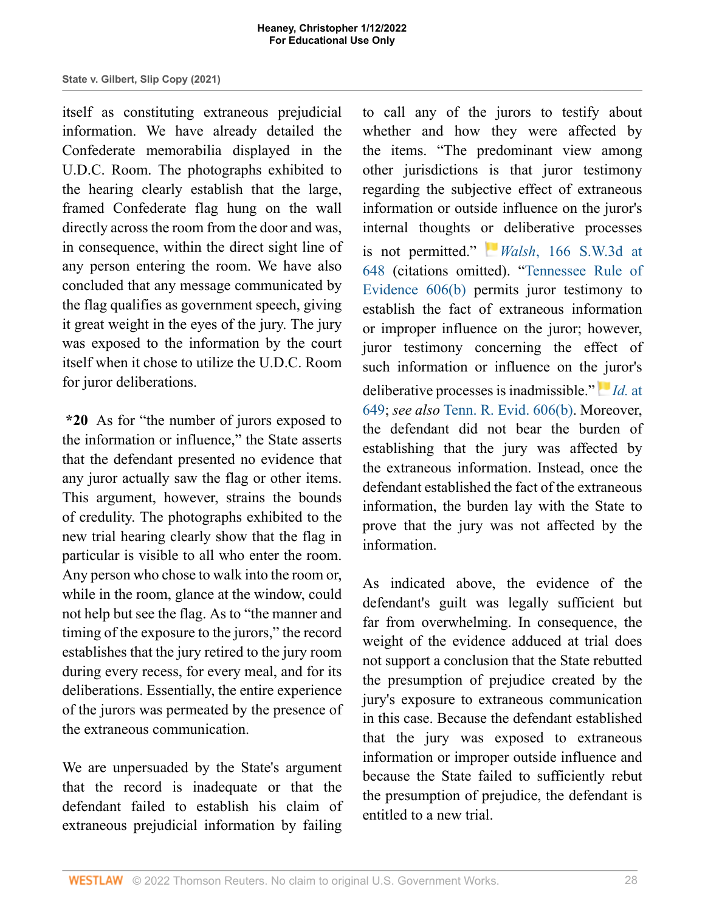itself as constituting extraneous prejudicial information. We have already detailed the Confederate memorabilia displayed in the U.D.C. Room. The photographs exhibited to the hearing clearly establish that the large, framed Confederate flag hung on the wall directly across the room from the door and was, in consequence, within the direct sight line of any person entering the room. We have also concluded that any message communicated by the flag qualifies as government speech, giving it great weight in the eyes of the jury. The jury was exposed to the information by the court itself when it chose to utilize the U.D.C. Room for juror deliberations.

**\*20** As for "the number of jurors exposed to the information or influence," the State asserts that the defendant presented no evidence that any juror actually saw the flag or other items. This argument, however, strains the bounds of credulity. The photographs exhibited to the new trial hearing clearly show that the flag in particular is visible to all who enter the room. Any person who chose to walk into the room or, while in the room, glance at the window, could not help but see the flag. As to "the manner and timing of the exposure to the jurors," the record establishes that the jury retired to the jury room during every recess, for every meal, and for its deliberations. Essentially, the entire experience of the jurors was permeated by the presence of the extraneous communication.

We are unpersuaded by the State's argument that the record is inadequate or that the defendant failed to establish his claim of extraneous prejudicial information by failing to call any of the jurors to testify about whether and how they were affected by the items. "The predominant view among other jurisdictions is that juror testimony regarding the subjective effect of extraneous information or outside influence on the juror's internal thoughts or deliberative processes is not permitted." *Walsh*, 166 S.W.3d at 648 (citations omitted). "Tennessee Rule of Evidence 606(b) permits juror testimony to establish the fact of extraneous information or improper influence on the juror; however, juror testimony concerning the effect of such information or influence on the juror's deliberative processes is inadmissible." *Id.* at 649; *see also* Tenn. R. Evid. 606(b). Moreover, the defendant did not bear the burden of establishing that the jury was affected by the extraneous information. Instead, once the defendant established the fact of the extraneous information, the burden lay with the State to prove that the jury was not affected by the information.

As indicated above, the evidence of the defendant's guilt was legally sufficient but far from overwhelming. In consequence, the weight of the evidence adduced at trial does not support a conclusion that the State rebutted the presumption of prejudice created by the jury's exposure to extraneous communication in this case. Because the defendant established that the jury was exposed to extraneous information or improper outside influence and because the State failed to sufficiently rebut the presumption of prejudice, the defendant is entitled to a new trial.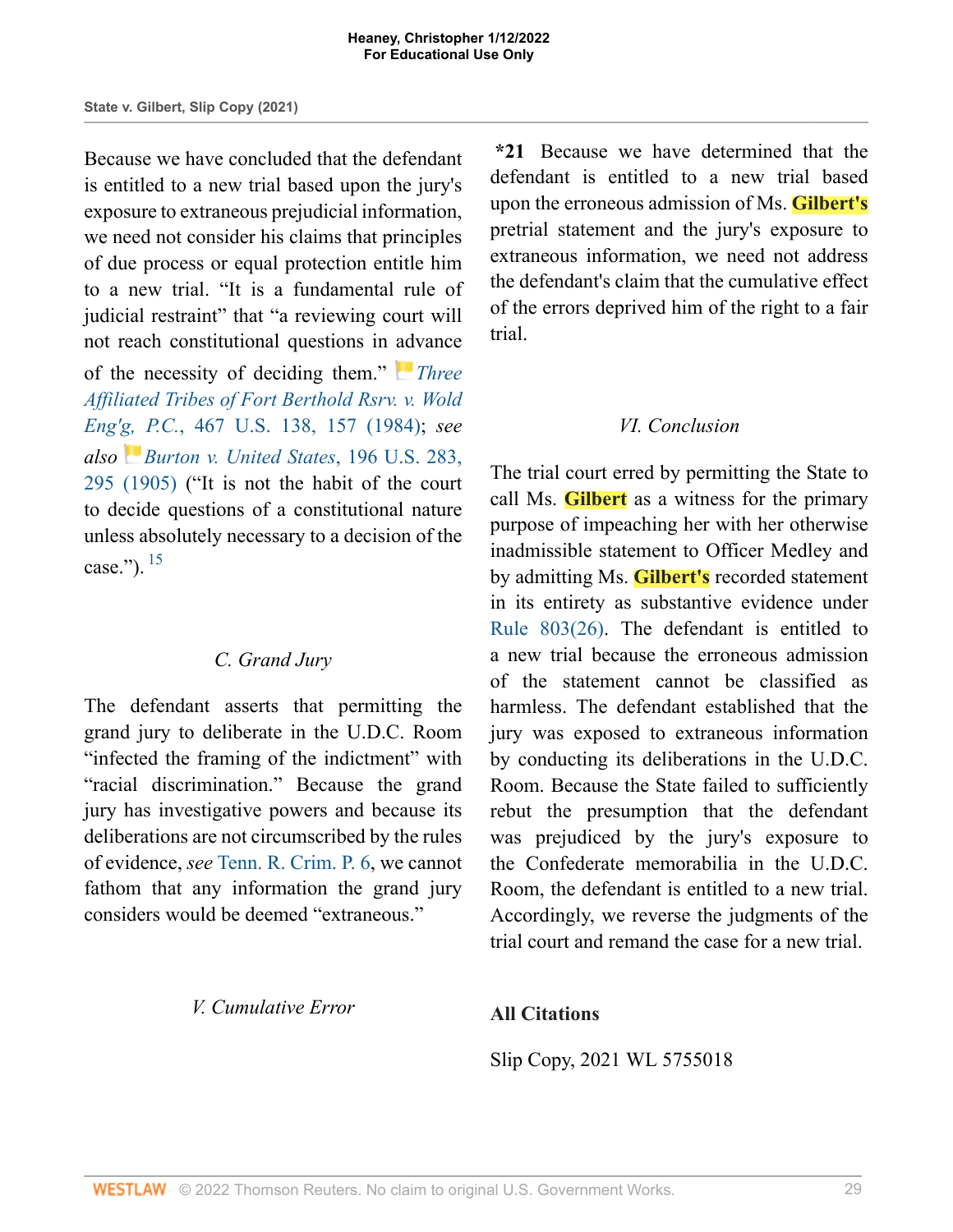Because we have concluded that the defendant is entitled to a new trial based upon the jury's exposure to extraneous prejudicial information, we need not consider his claims that principles of due process or equal protection entitle him to a new trial. "It is a fundamental rule of judicial restraint" that "a reviewing court will not reach constitutional questions in advance of the necessity of deciding them." *Three Affiliated Tribes of Fort Berthold Rsrv. v. Wold Eng'g, P.C.*, 467 U.S. 138, 157 (1984); *see also* *Burton v. United States*, 196 U.S. 283, 295 (1905) ("It is not the habit of the court to decide questions of a constitutional nature unless absolutely necessary to a decision of the case.").[15]

### *C. Grand Jury*

The defendant asserts that permitting the grand jury to deliberate in the U.D.C. Room "infected the framing of the indictment" with "racial discrimination." Because the grand jury has investigative powers and because its deliberations are not circumscribed by the rules of evidence, *see* Tenn. R. Crim. P. 6, we cannot fathom that any information the grand jury considers would be deemed "extraneous."

## *V. Cumulative Error*

**\*21** Because we have determined that the defendant is entitled to a new trial based upon the erroneous admission of Ms. **Gilbert's** pretrial statement and the jury's exposure to extraneous information, we need not address the defendant's claim that the cumulative effect of the errors deprived him of the right to a fair trial.

## *VI. Conclusion*

The trial court erred by permitting the State to call Ms. **Gilbert** as a witness for the primary purpose of impeaching her with her otherwise inadmissible statement to Officer Medley and by admitting Ms. **Gilbert's** recorded statement in its entirety as substantive evidence under Rule 803(26). The defendant is entitled to a new trial because the erroneous admission of the statement cannot be classified as harmless. The defendant established that the jury was exposed to extraneous information by conducting its deliberations in the U.D.C. Room. Because the State failed to sufficiently rebut the presumption that the defendant was prejudiced by the jury's exposure to the Confederate memorabilia in the U.D.C. Room, the defendant is entitled to a new trial. Accordingly, we reverse the judgments of the trial court and remand the case for a new trial.

## All Citations

Slip Copy, 2021 WL 5755018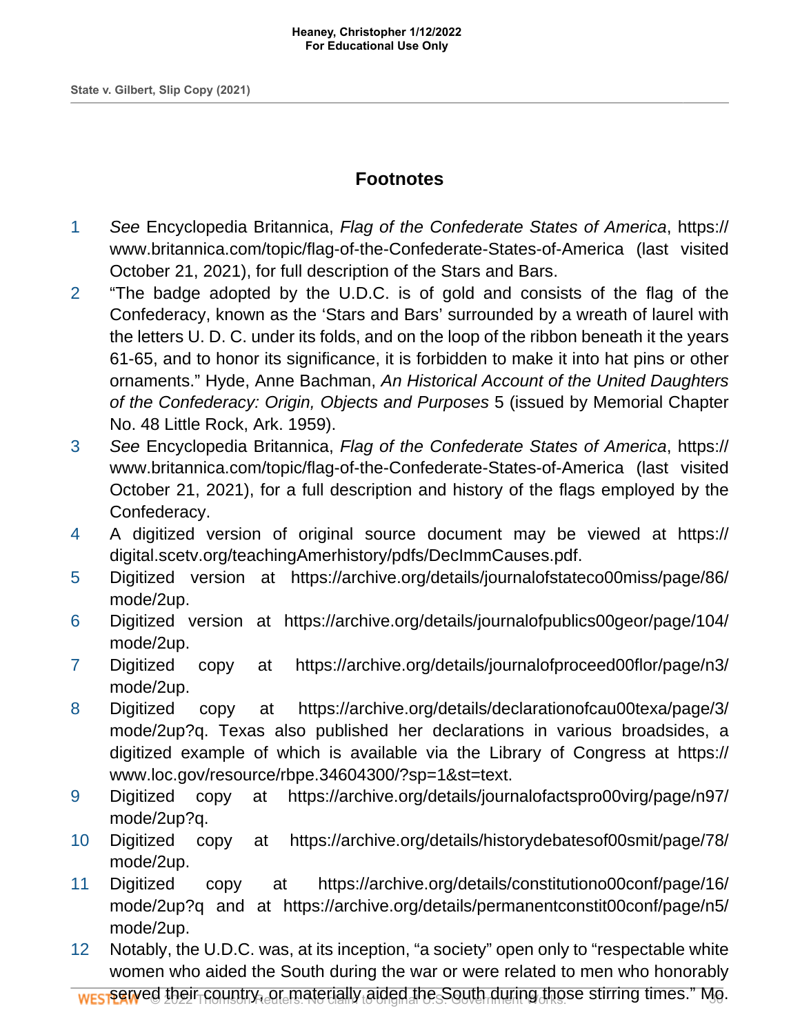## Footnotes

1 *See* Encyclopedia Britannica, *Flag of the Confederate States of America*, https://www.britannica.com/topic/flag-of-the-Confederate-States-of-America (last visited October 21, 2021), for full description of the Stars and Bars.

2 "The badge adopted by the U.D.C. is of gold and consists of the flag of the Confederacy, known as the 'Stars and Bars' surrounded by a wreath of laurel with the letters U. D. C. under its folds, and on the loop of the ribbon beneath it the years 61-65, and to honor its significance, it is forbidden to make it into hat pins or other ornaments." Hyde, Anne Bachman, *An Historical Account of the United Daughters of the Confederacy: Origin, Objects and Purposes* 5 (issued by Memorial Chapter No. 48 Little Rock, Ark. 1959).

3 *See* Encyclopedia Britannica, *Flag of the Confederate States of America*, https://www.britannica.com/topic/flag-of-the-Confederate-States-of-America (last visited October 21, 2021), for a full description and history of the flags employed by the Confederacy.

4 A digitized version of original source document may be viewed at https://digital.scetv.org/teachingAmerhistory/pdfs/DecImmCauses.pdf.

5 Digitized version at https://archive.org/details/journalofstateco00miss/page/86/mode/2up.

6 Digitized version at https://archive.org/details/journalofpublics00geor/page/104/mode/2up.

7 Digitized copy at https://archive.org/details/journalofproceed00flor/page/n3/mode/2up.

8 Digitized copy at https://archive.org/details/declarationofcau00texa/page/3/mode/2up?q. Texas also published her declarations in various broadsides, a digitized example of which is available via the Library of Congress at https://www.loc.gov/resource/rbpe.34604300/?sp=1&st=text.

9 Digitized copy at https://archive.org/details/journalofactspro00virg/page/n97/mode/2up?q.

10 Digitized copy at https://archive.org/details/historydebatesof00smit/page/78/mode/2up.

11 Digitized copy at https://archive.org/details/constitutiono00conf/page/16/mode/2up?q and at https://archive.org/details/permanentconstit00conf/page/n5/mode/2up.

12 Notably, the U.D.C. was, at its inception, "a society" open only to "respectable white women who aided the South during the war or were related to men who honorably served their country, or materially aided the South during those stirring times." Mo.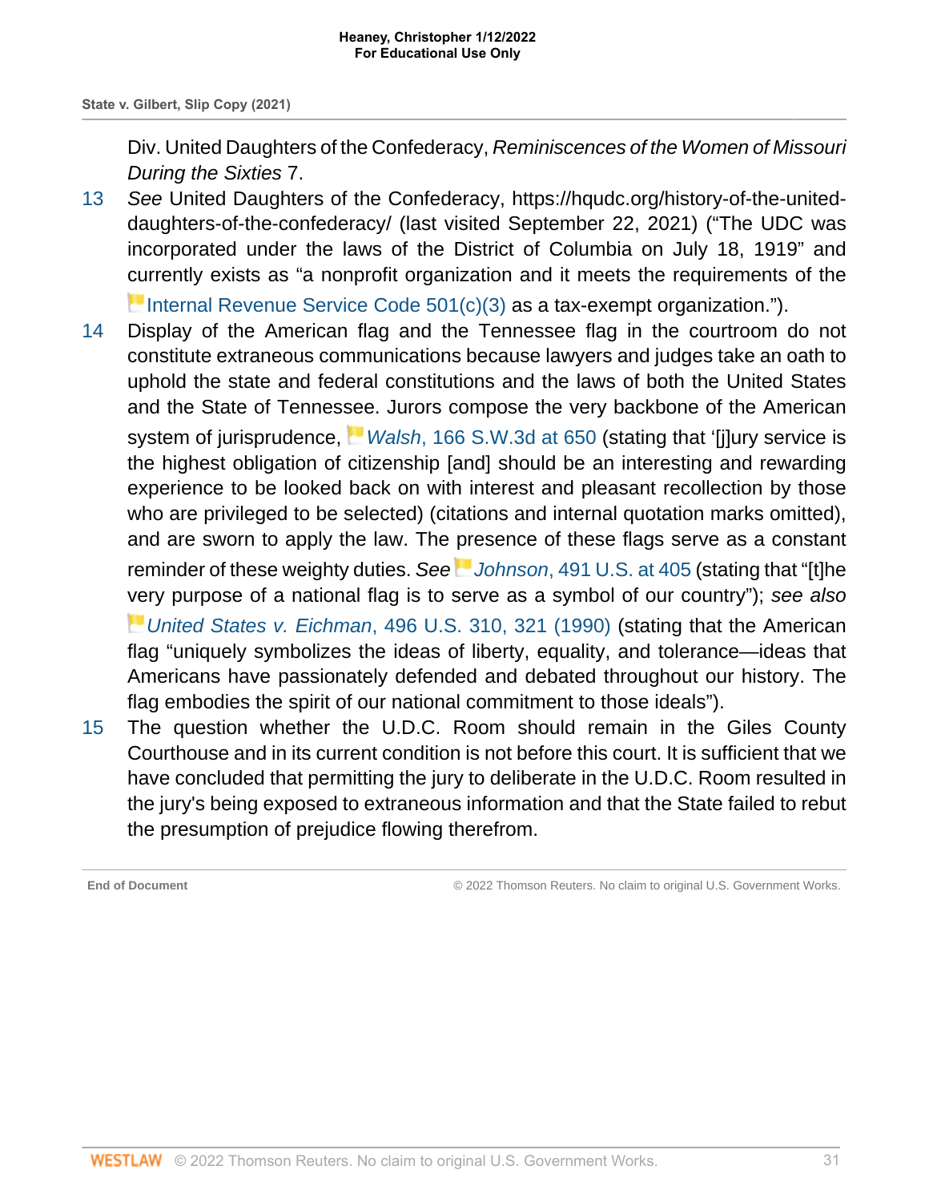Div. United Daughters of the Confederacy, *Reminiscences of the Women of Missouri During the Sixties* 7.

13 *See* United Daughters of the Confederacy, https://hqudc.org/history-of-the-united-daughters-of-the-confederacy/ (last visited September 22, 2021) ("The UDC was incorporated under the laws of the District of Columbia on July 18, 1919" and currently exists as "a nonprofit organization and it meets the requirements of the Internal Revenue Service Code 501(c)(3) as a tax-exempt organization.").

14 Display of the American flag and the Tennessee flag in the courtroom do not constitute extraneous communications because lawyers and judges take an oath to uphold the state and federal constitutions and the laws of both the United States and the State of Tennessee. Jurors compose the very backbone of the American system of jurisprudence, *Walsh*, 166 S.W.3d at 650 (stating that '[j]ury service is the highest obligation of citizenship [and] should be an interesting and rewarding experience to be looked back on with interest and pleasant recollection by those who are privileged to be selected) (citations and internal quotation marks omitted), and are sworn to apply the law. The presence of these flags serve as a constant reminder of these weighty duties. *See* *Johnson*, 491 U.S. at 405 (stating that "[t]he very purpose of a national flag is to serve as a symbol of our country"); *see also* *United States v. Eichman*, 496 U.S. 310, 321 (1990) (stating that the American flag "uniquely symbolizes the ideas of liberty, equality, and tolerance—ideas that Americans have passionately defended and debated throughout our history. The flag embodies the spirit of our national commitment to those ideals").

15 The question whether the U.D.C. Room should remain in the Giles County Courthouse and in its current condition is not before this court. It is sufficient that we have concluded that permitting the jury to deliberate in the U.D.C. Room resulted in the jury's being exposed to extraneous information and that the State failed to rebut the presumption of prejudice flowing therefrom.

**End of Document** © 2022 Thomson Reuters. No claim to original U.S. Government Works.